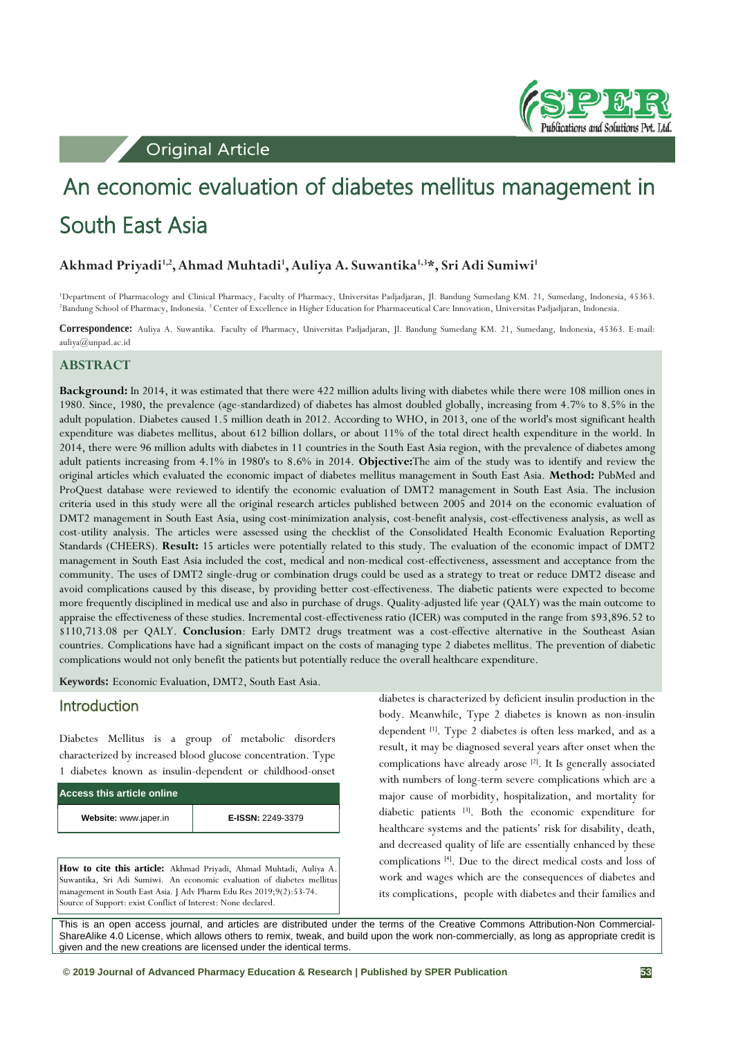Original Article

# An economic evaluation of diabetes mellitus management in South East Asia

**Akhmad Priyadi[1,2], Ahmad Muhtadi[1], Auliya A. Suwantika[1,3]*, Sri Adi Sumiwi[1]**

[1]Department of Pharmacology and Clinical Pharmacy, Faculty of Pharmacy, Universitas Padjadjaran, Jl. Bandung Sumedang KM. 21, Sumedang, Indonesia, 45363. [2]Bandung School of Pharmacy, Indonesia. [3] Center of Excellence in Higher Education for Pharmaceutical Care Innovation, Universitas Padjadjaran, Indonesia.

**Correspondence:** Auliya A. Suwantika. Faculty of Pharmacy, Universitas Padjadjaran, Jl. Bandung Sumedang KM. 21, Sumedang, Indonesia, 45363. E-mail: auliya@unpad.ac.id

## ABSTRACT

**Background:** In 2014, it was estimated that there were 422 million adults living with diabetes while there were 108 million ones in 1980. Since, 1980, the prevalence (age-standardized) of diabetes has almost doubled globally, increasing from 4.7% to 8.5% in the adult population. Diabetes caused 1.5 million death in 2012. According to WHO, in 2013, one of the world's most significant health expenditure was diabetes mellitus, about 612 billion dollars, or about 11% of the total direct health expenditure in the world. In 2014, there were 96 million adults with diabetes in 11 countries in the South East Asia region, with the prevalence of diabetes among adult patients increasing from 4.1% in 1980's to 8.6% in 2014. **Objective:**The aim of the study was to identify and review the original articles which evaluated the economic impact of diabetes mellitus management in South East Asia. **Method:** PubMed and ProQuest database were reviewed to identify the economic evaluation of DMT2 management in South East Asia. The inclusion criteria used in this study were all the original research articles published between 2005 and 2014 on the economic evaluation of DMT2 management in South East Asia, using cost-minimization analysis, cost-benefit analysis, cost-effectiveness analysis, as well as cost-utility analysis. The articles were assessed using the checklist of the Consolidated Health Economic Evaluation Reporting Standards (CHEERS). **Result:** 15 articles were potentially related to this study. The evaluation of the economic impact of DMT2 management in South East Asia included the cost, medical and non-medical cost-effectiveness, assessment and acceptance from the community. The uses of DMT2 single-drug or combination drugs could be used as a strategy to treat or reduce DMT2 disease and avoid complications caused by this disease, by providing better cost-effectiveness. The diabetic patients were expected to become more frequently disciplined in medical use and also in purchase of drugs. Quality-adjusted life year (QALY) was the main outcome to appraise the effectiveness of these studies. Incremental cost-effectiveness ratio (ICER) was computed in the range from $93,896.52 to $110,713.08 per QALY. **Conclusion**: Early DMT2 drugs treatment was a cost-effective alternative in the Southeast Asian countries. Complications have had a significant impact on the costs of managing type 2 diabetes mellitus. The prevention of diabetic complications would not only benefit the patients but potentially reduce the overall healthcare expenditure.

**Keywords:** Economic Evaluation, DMT2, South East Asia.

## Introduction

Diabetes Mellitus is a group of metabolic disorders characterized by increased blood glucose concentration. Type 1 diabetes known as insulin-dependent or childhood-onset diabetes is characterized by deficient insulin production in the body. Meanwhile, Type 2 diabetes is known as non-insulin dependent [1]. Type 2 diabetes is often less marked, and as a result, it may be diagnosed several years after onset when the complications have already arose [2]. It Is generally associated with numbers of long-term severe complications which are a major cause of morbidity, hospitalization, and mortality for diabetic patients [3]. Both the economic expenditure for healthcare systems and the patients' risk for disability, death, and decreased quality of life are essentially enhanced by these complications [4]. Due to the direct medical costs and loss of work and wages which are the consequences of diabetes and its complications, people with diabetes and their families and

| Access this article online | |
|---|---|
| **Website:** www.japer.in | **E-ISSN:** 2249-3379 |

**How to cite this article:** Akhmad Priyadi, Ahmad Muhtadi, Auliya A. Suwantika, Sri Adi Sumiwi. An economic evaluation of diabetes mellitus management in South East Asia. J Adv Pharm Edu Res 2019;9(2):53-74. Source of Support: exist Conflict of Interest: None declared.

This is an open access journal, and articles are distributed under the terms of the Creative Commons Attribution-Non Commercial-ShareAlike 4.0 License, which allows others to remix, tweak, and build upon the work non-commercially, as long as appropriate credit is given and the new creations are licensed under the identical terms.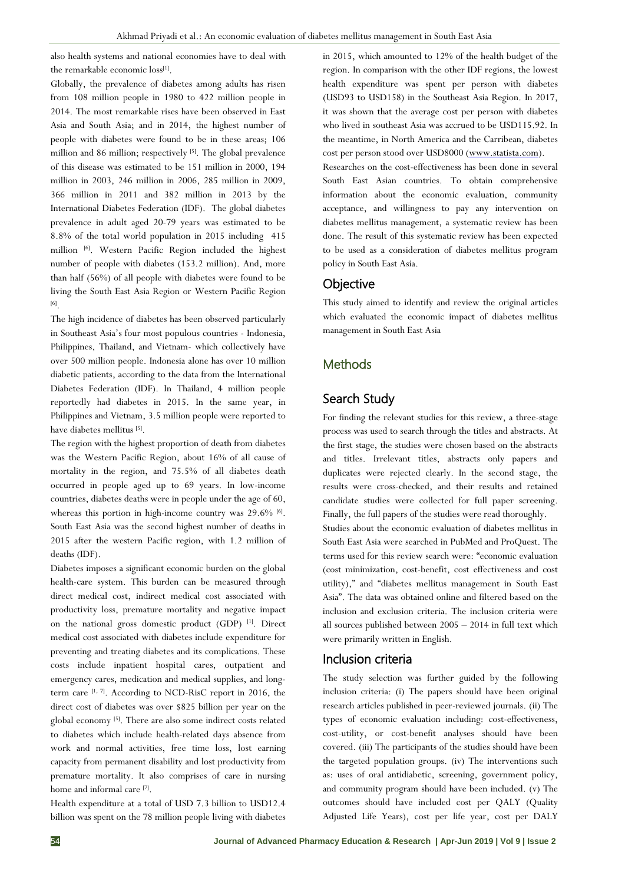also health systems and national economies have to deal with the remarkable economic loss[1].

Globally, the prevalence of diabetes among adults has risen from 108 million people in 1980 to 422 million people in 2014. The most remarkable rises have been observed in East Asia and South Asia; and in 2014, the highest number of people with diabetes were found to be in these areas; 106 million and 86 million; respectively [5]. The global prevalence of this disease was estimated to be 151 million in 2000, 194 million in 2003, 246 million in 2006, 285 million in 2009, 366 million in 2011 and 382 million in 2013 by the International Diabetes Federation (IDF). The global diabetes prevalence in adult aged 20-79 years was estimated to be 8.8% of the total world population in 2015 including 415 million [6]. Western Pacific Region included the highest number of people with diabetes (153.2 million). And, more than half (56%) of all people with diabetes were found to be living the South East Asia Region or Western Pacific Region [6].

The high incidence of diabetes has been observed particularly in Southeast Asia's four most populous countries - Indonesia, Philippines, Thailand, and Vietnam- which collectively have over 500 million people. Indonesia alone has over 10 million diabetic patients, according to the data from the International Diabetes Federation (IDF). In Thailand, 4 million people reportedly had diabetes in 2015. In the same year, in Philippines and Vietnam, 3.5 million people were reported to have diabetes mellitus [5].

The region with the highest proportion of death from diabetes was the Western Pacific Region, about 16% of all cause of mortality in the region, and 75.5% of all diabetes death occurred in people aged up to 69 years. In low-income countries, diabetes deaths were in people under the age of 60, whereas this portion in high-income country was 29.6% [6]. South East Asia was the second highest number of deaths in 2015 after the western Pacific region, with 1.2 million of deaths (IDF).

Diabetes imposes a significant economic burden on the global health-care system. This burden can be measured through direct medical cost, indirect medical cost associated with productivity loss, premature mortality and negative impact on the national gross domestic product (GDP) [1]. Direct medical cost associated with diabetes include expenditure for preventing and treating diabetes and its complications. These costs include inpatient hospital cares, outpatient and emergency cares, medication and medical supplies, and long-term care [1, 7]. According to NCD-RisC report in 2016, the direct cost of diabetes was over $825 billion per year on the global economy [5]. There are also some indirect costs related to diabetes which include health-related days absence from work and normal activities, free time loss, lost earning capacity from permanent disability and lost productivity from premature mortality. It also comprises of care in nursing home and informal care [7].

Health expenditure at a total of USD 7.3 billion to USD12.4 billion was spent on the 78 million people living with diabetes in 2015, which amounted to 12% of the health budget of the region. In comparison with the other IDF regions, the lowest health expenditure was spent per person with diabetes (USD93 to USD158) in the Southeast Asia Region. In 2017, it was shown that the average cost per person with diabetes who lived in southeast Asia was accrued to be USD115.92. In the meantime, in North America and the Carribean, diabetes cost per person stood over USD8000 (www.statista.com).

Researches on the cost-effectiveness has been done in several South East Asian countries. To obtain comprehensive information about the economic evaluation, community acceptance, and willingness to pay any intervention on diabetes mellitus management, a systematic review has been done. The result of this systematic review has been expected to be used as a consideration of diabetes mellitus program policy in South East Asia.

## Objective

This study aimed to identify and review the original articles which evaluated the economic impact of diabetes mellitus management in South East Asia

## Methods

### Search Study

For finding the relevant studies for this review, a three-stage process was used to search through the titles and abstracts. At the first stage, the studies were chosen based on the abstracts and titles. Irrelevant titles, abstracts only papers and duplicates were rejected clearly. In the second stage, the results were cross-checked, and their results and retained candidate studies were collected for full paper screening. Finally, the full papers of the studies were read thoroughly.

Studies about the economic evaluation of diabetes mellitus in South East Asia were searched in PubMed and ProQuest. The terms used for this review search were: "economic evaluation (cost minimization, cost-benefit, cost effectiveness and cost utility)," and "diabetes mellitus management in South East Asia". The data was obtained online and filtered based on the inclusion and exclusion criteria. The inclusion criteria were all sources published between 2005 – 2014 in full text which were primarily written in English.

### Inclusion criteria

The study selection was further guided by the following inclusion criteria: (i) The papers should have been original research articles published in peer-reviewed journals. (ii) The types of economic evaluation including: cost-effectiveness, cost-utility, or cost-benefit analyses should have been covered. (iii) The participants of the studies should have been the targeted population groups. (iv) The interventions such as: uses of oral antidiabetic, screening, government policy, and community program should have been included. (v) The outcomes should have included cost per QALY (Quality Adjusted Life Years), cost per life year, cost per DALY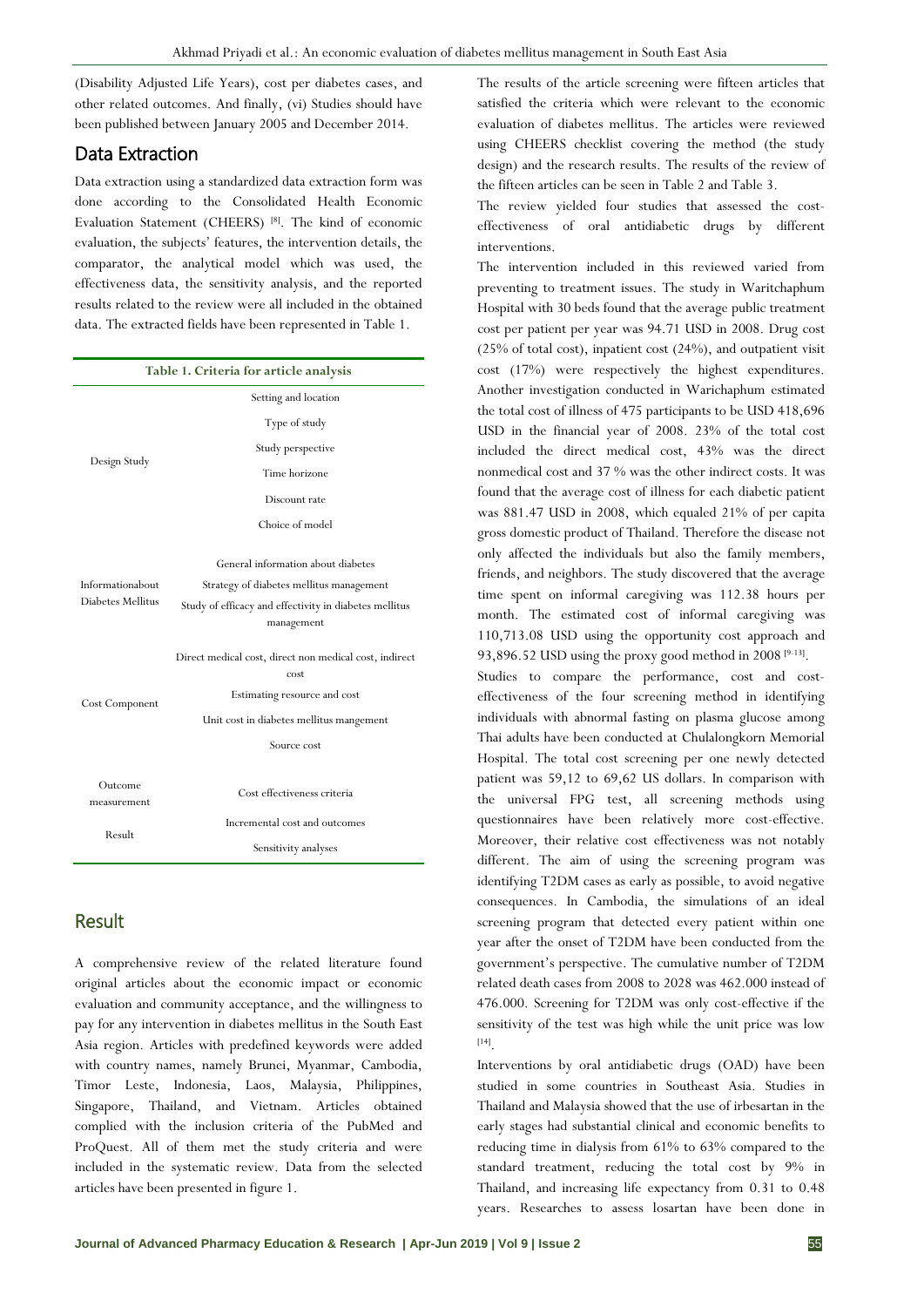(Disability Adjusted Life Years), cost per diabetes cases, and other related outcomes. And finally, (vi) Studies should have been published between January 2005 and December 2014.

## Data Extraction

Data extraction using a standardized data extraction form was done according to the Consolidated Health Economic Evaluation Statement (CHEERS) [8]. The kind of economic evaluation, the subjects' features, the intervention details, the comparator, the analytical model which was used, the effectiveness data, the sensitivity analysis, and the reported results related to the review were all included in the obtained data. The extracted fields have been represented in Table 1.

**Table 1. Criteria for article analysis**

| | |
|---|---|
| Design Study | Setting and location |
| | Type of study |
| | Study perspective |
| | Time horizone |
| | Discount rate |
| | Choice of model |
| Informationabout Diabetes Mellitus | General information about diabetes |
| | Strategy of diabetes mellitus management |
| | Study of efficacy and effectivity in diabetes mellitus management |
| Cost Component | Direct medical cost, direct non medical cost, indirect cost |
| | Estimating resource and cost |
| | Unit cost in diabetes mellitus mangement |
| | Source cost |
| Outcome measurement | Cost effectiveness criteria |
| Result | Incremental cost and outcomes |
| | Sensitivity analyses |

## Result

A comprehensive review of the related literature found original articles about the economic impact or economic evaluation and community acceptance, and the willingness to pay for any intervention in diabetes mellitus in the South East Asia region. Articles with predefined keywords were added with country names, namely Brunei, Myanmar, Cambodia, Timor Leste, Indonesia, Laos, Malaysia, Philippines, Singapore, Thailand, and Vietnam. Articles obtained complied with the inclusion criteria of the PubMed and ProQuest. All of them met the study criteria and were included in the systematic review. Data from the selected articles have been presented in figure 1.

The results of the article screening were fifteen articles that satisfied the criteria which were relevant to the economic evaluation of diabetes mellitus. The articles were reviewed using CHEERS checklist covering the method (the study design) and the research results. The results of the review of the fifteen articles can be seen in Table 2 and Table 3.

The review yielded four studies that assessed the cost-effectiveness of oral antidiabetic drugs by different interventions.

The intervention included in this reviewed varied from preventing to treatment issues. The study in Waritchaphum Hospital with 30 beds found that the average public treatment cost per patient per year was 94.71 USD in 2008. Drug cost (25% of total cost), inpatient cost (24%), and outpatient visit cost (17%) were respectively the highest expenditures. Another investigation conducted in Warichaphum estimated the total cost of illness of 475 participants to be USD 418,696 USD in the financial year of 2008. 23% of the total cost included the direct medical cost, 43% was the direct nonmedical cost and 37 % was the other indirect costs. It was found that the average cost of illness for each diabetic patient was 881.47 USD in 2008, which equaled 21% of per capita gross domestic product of Thailand. Therefore the disease not only affected the individuals but also the family members, friends, and neighbors. The study discovered that the average time spent on informal caregiving was 112.38 hours per month. The estimated cost of informal caregiving was 110,713.08 USD using the opportunity cost approach and 93,896.52 USD using the proxy good method in 2008 [9-13].

Studies to compare the performance, cost and cost-effectiveness of the four screening method in identifying individuals with abnormal fasting on plasma glucose among Thai adults have been conducted at Chulalongkorn Memorial Hospital. The total cost screening per one newly detected patient was 59,12 to 69,62 US dollars. In comparison with the universal FPG test, all screening methods using questionnaires have been relatively more cost-effective. Moreover, their relative cost effectiveness was not notably different. The aim of using the screening program was identifying T2DM cases as early as possible, to avoid negative consequences. In Cambodia, the simulations of an ideal screening program that detected every patient within one year after the onset of T2DM have been conducted from the government's perspective. The cumulative number of T2DM related death cases from 2008 to 2028 was 462.000 instead of 476.000. Screening for T2DM was only cost-effective if the sensitivity of the test was high while the unit price was low [14].

Interventions by oral antidiabetic drugs (OAD) have been studied in some countries in Southeast Asia. Studies in Thailand and Malaysia showed that the use of irbesartan in the early stages had substantial clinical and economic benefits to reducing time in dialysis from 61% to 63% compared to the standard treatment, reducing the total cost by 9% in Thailand, and increasing life expectancy from 0.31 to 0.48 years. Researches to assess losartan have been done in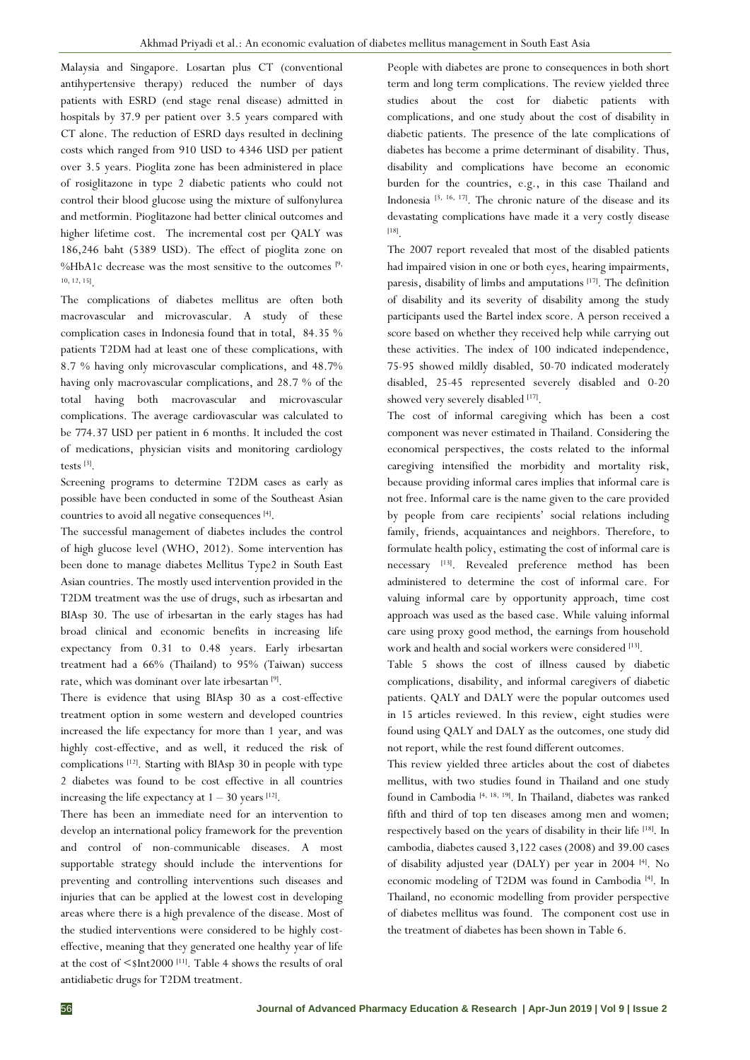Malaysia and Singapore. Losartan plus CT (conventional antihypertensive therapy) reduced the number of days patients with ESRD (end stage renal disease) admitted in hospitals by 37.9 per patient over 3.5 years compared with CT alone. The reduction of ESRD days resulted in declining costs which ranged from 910 USD to 4346 USD per patient over 3.5 years. Pioglita zone has been administered in place of rosiglitazone in type 2 diabetic patients who could not control their blood glucose using the mixture of sulfonylurea and metformin. Pioglitazone had better clinical outcomes and higher lifetime cost. The incremental cost per QALY was 186,246 baht (5389 USD). The effect of pioglita zone on %HbA1c decrease was the most sensitive to the outcomes [9, 10, 12, 15].

The complications of diabetes mellitus are often both macrovascular and microvascular. A study of these complication cases in Indonesia found that in total, 84.35 % patients T2DM had at least one of these complications, with 8.7 % having only microvascular complications, and 48.7% having only macrovascular complications, and 28.7 % of the total having both macrovascular and microvascular complications. The average cardiovascular was calculated to be 774.37 USD per patient in 6 months. It included the cost of medications, physician visits and monitoring cardiology tests [3].

Screening programs to determine T2DM cases as early as possible have been conducted in some of the Southeast Asian countries to avoid all negative consequences [4].

The successful management of diabetes includes the control of high glucose level (WHO, 2012). Some intervention has been done to manage diabetes Mellitus Type2 in South East Asian countries. The mostly used intervention provided in the T2DM treatment was the use of drugs, such as irbesartan and BIAsp 30. The use of irbesartan in the early stages has had broad clinical and economic benefits in increasing life expectancy from 0.31 to 0.48 years. Early irbesartan treatment had a 66% (Thailand) to 95% (Taiwan) success rate, which was dominant over late irbesartan [9].

There is evidence that using BIAsp 30 as a cost-effective treatment option in some western and developed countries increased the life expectancy for more than 1 year, and was highly cost-effective, and as well, it reduced the risk of complications [12]. Starting with BIAsp 30 in people with type 2 diabetes was found to be cost effective in all countries increasing the life expectancy at 1 – 30 years [12].

There has been an immediate need for an intervention to develop an international policy framework for the prevention and control of non-communicable diseases. A most supportable strategy should include the interventions for preventing and controlling interventions such diseases and injuries that can be applied at the lowest cost in developing areas where there is a high prevalence of the disease. Most of the studied interventions were considered to be highly cost-effective, meaning that they generated one healthy year of life at the cost of <$Int2000 [11]. Table 4 shows the results of oral antidiabetic drugs for T2DM treatment.

People with diabetes are prone to consequences in both short term and long term complications. The review yielded three studies about the cost for diabetic patients with complications, and one study about the cost of disability in diabetic patients. The presence of the late complications of diabetes has become a prime determinant of disability. Thus, disability and complications have become an economic burden for the countries, e.g., in this case Thailand and Indonesia [3, 16, 17]. The chronic nature of the disease and its devastating complications have made it a very costly disease [18].

The 2007 report revealed that most of the disabled patients had impaired vision in one or both eyes, hearing impairments, paresis, disability of limbs and amputations [17]. The definition of disability and its severity of disability among the study participants used the Bartel index score. A person received a score based on whether they received help while carrying out these activities. The index of 100 indicated independence, 75-95 showed mildly disabled, 50-70 indicated moderately disabled, 25-45 represented severely disabled and 0-20 showed very severely disabled [17].

The cost of informal caregiving which has been a cost component was never estimated in Thailand. Considering the economical perspectives, the costs related to the informal caregiving intensified the morbidity and mortality risk, because providing informal cares implies that informal care is not free. Informal care is the name given to the care provided by people from care recipients' social relations including family, friends, acquaintances and neighbors. Therefore, to formulate health policy, estimating the cost of informal care is necessary [13]. Revealed preference method has been administered to determine the cost of informal care. For valuing informal care by opportunity approach, time cost approach was used as the based case. While valuing informal care using proxy good method, the earnings from household work and health and social workers were considered [13].

Table 5 shows the cost of illness caused by diabetic complications, disability, and informal caregivers of diabetic patients. QALY and DALY were the popular outcomes used in 15 articles reviewed. In this review, eight studies were found using QALY and DALY as the outcomes, one study did not report, while the rest found different outcomes.

This review yielded three articles about the cost of diabetes mellitus, with two studies found in Thailand and one study found in Cambodia [4, 18, 19]. In Thailand, diabetes was ranked fifth and third of top ten diseases among men and women; respectively based on the years of disability in their life [18]. In cambodia, diabetes caused 3,122 cases (2008) and 39.00 cases of disability adjusted year (DALY) per year in 2004 [4]. No economic modeling of T2DM was found in Cambodia [4]. In Thailand, no economic modelling from provider perspective of diabetes mellitus was found. The component cost use in the treatment of diabetes has been shown in Table 6.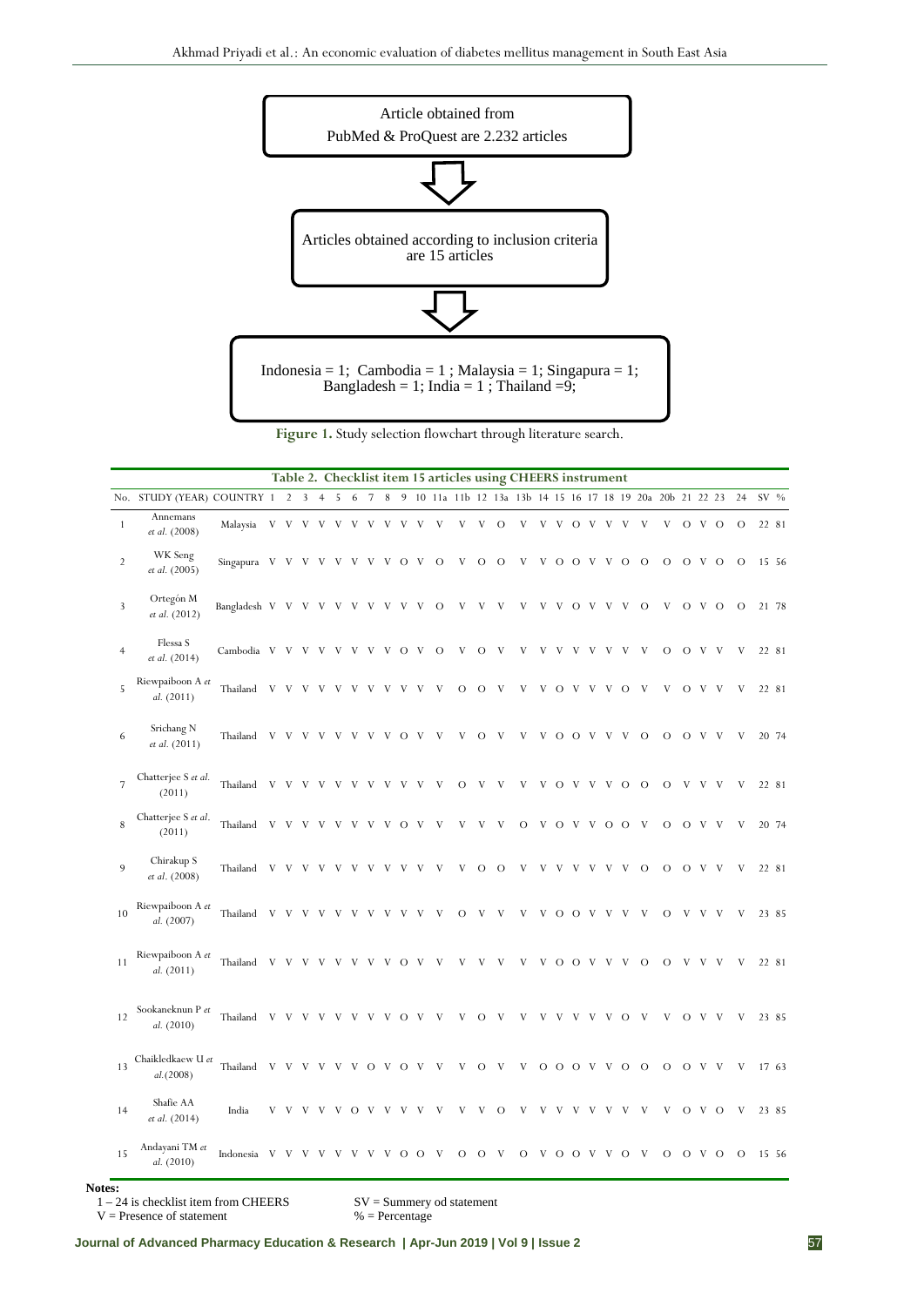Article obtained from PubMed & ProQuest are 2.232 articles

⇩

Articles obtained according to inclusion criteria are 15 articles

⇩

Indonesia = 1; Cambodia = 1 ; Malaysia = 1; Singapura = 1; Bangladesh = 1; India = 1 ; Thailand =9;

**Figure 1.** Study selection flowchart through literature search.

**Table 2. Checklist item 15 articles using CHEERS instrument**

| No. | STUDY (YEAR) | COUNTRY | 1 | 2 | 3 | 4 | 5 | 6 | 7 | 8 | 9 | 10 | 11a | 11b | 12 | 13a | 13b | 14 | 15 | 16 | 17 | 18 | 19 | 20a | 20b | 21 | 22 | 23 | 24 | SV | % |
|---|---|---|---|---|---|---|---|---|---|---|---|---|---|---|---|---|---|---|---|---|---|---|---|---|---|---|---|---|---|---|---|
| 1 | Annemans *et al.* (2008) | Malaysia | V | V | V | V | V | V | V | V | V | V | V | V | V | O | V | V | V | O | V | V | V | V | V | O | V | O | O | 22 | 81 |
| 2 | WK Seng *et al.* (2005) | Singapura | V | V | V | V | V | V | V | V | O | V | O | V | O | O | V | V | O | O | V | V | O | O | O | O | V | O | O | 15 | 56 |
| 3 | Ortegón M *et al.* (2012) | Bangladesh | V | V | V | V | V | V | V | V | V | V | O | V | V | V | V | V | V | O | V | V | V | O | V | O | V | O | O | 21 | 78 |
| 4 | Flessa S *et al.* (2014) | Cambodia | V | V | V | V | V | V | V | V | O | V | O | V | O | V | V | V | V | V | V | V | V | V | O | O | V | V | V | 22 | 81 |
| 5 | Riewpaiboon A *et al.* (2011) | Thailand | V | V | V | V | V | V | V | V | V | V | V | O | O | V | V | V | O | V | V | V | O | V | V | O | V | V | V | 22 | 81 |
| 6 | Srichang N *et al.* (2011) | Thailand | V | V | V | V | V | V | V | V | O | V | V | V | O | V | V | V | O | O | V | V | V | O | O | O | V | V | V | 20 | 74 |
| 7 | Chatterjee S *et al.* (2011) | Thailand | V | V | V | V | V | V | V | V | V | V | V | O | V | V | V | V | O | V | V | V | O | O | O | V | V | V | V | 22 | 81 |
| 8 | Chatterjee S *et al.* (2011) | Thailand | V | V | V | V | V | V | V | V | O | V | V | V | V | V | O | V | O | V | V | O | O | V | O | O | V | V | V | 20 | 74 |
| 9 | Chirakup S *et al.* (2008) | Thailand | V | V | V | V | V | V | V | V | V | V | V | V | O | O | V | V | V | V | V | V | V | O | O | O | V | V | V | 22 | 81 |
| 10 | Riewpaiboon A *et al.* (2007) | Thailand | V | V | V | V | V | V | V | V | V | V | V | O | V | V | V | V | O | O | V | V | V | V | O | V | V | V | V | 23 | 85 |
| 11 | Riewpaiboon A *et al.* (2011) | Thailand | V | V | V | V | V | V | V | V | O | V | V | V | V | V | V | V | O | O | V | V | V | O | O | V | V | V | V | 22 | 81 |
| 12 | Sookaneknun P *et al.* (2010) | Thailand | V | V | V | V | V | V | V | V | O | V | V | V | O | V | V | V | V | V | V | V | O | V | V | O | V | V | V | 23 | 85 |
| 13 | Chaikledkaew U *et al.*(2008) | Thailand | V | V | V | V | V | V | O | V | O | V | V | V | O | V | V | O | O | O | V | V | O | O | O | O | V | V | V | 17 | 63 |
| 14 | Shafie AA *et al.* (2014) | India | V | V | V | V | V | O | V | V | V | V | V | V | V | O | V | V | V | V | V | V | V | V | V | O | V | O | V | 23 | 85 |
| 15 | Andayani TM *et al.* (2010) | Indonesia | V | V | V | V | V | V | V | V | O | O | V | O | O | V | O | V | O | O | V | V | O | V | O | O | V | O | O | 15 | 56 |

**Notes:**
1 – 24 is checklist item from CHEERS
V = Presence of statement
SV = Summery od statement
% = Percentage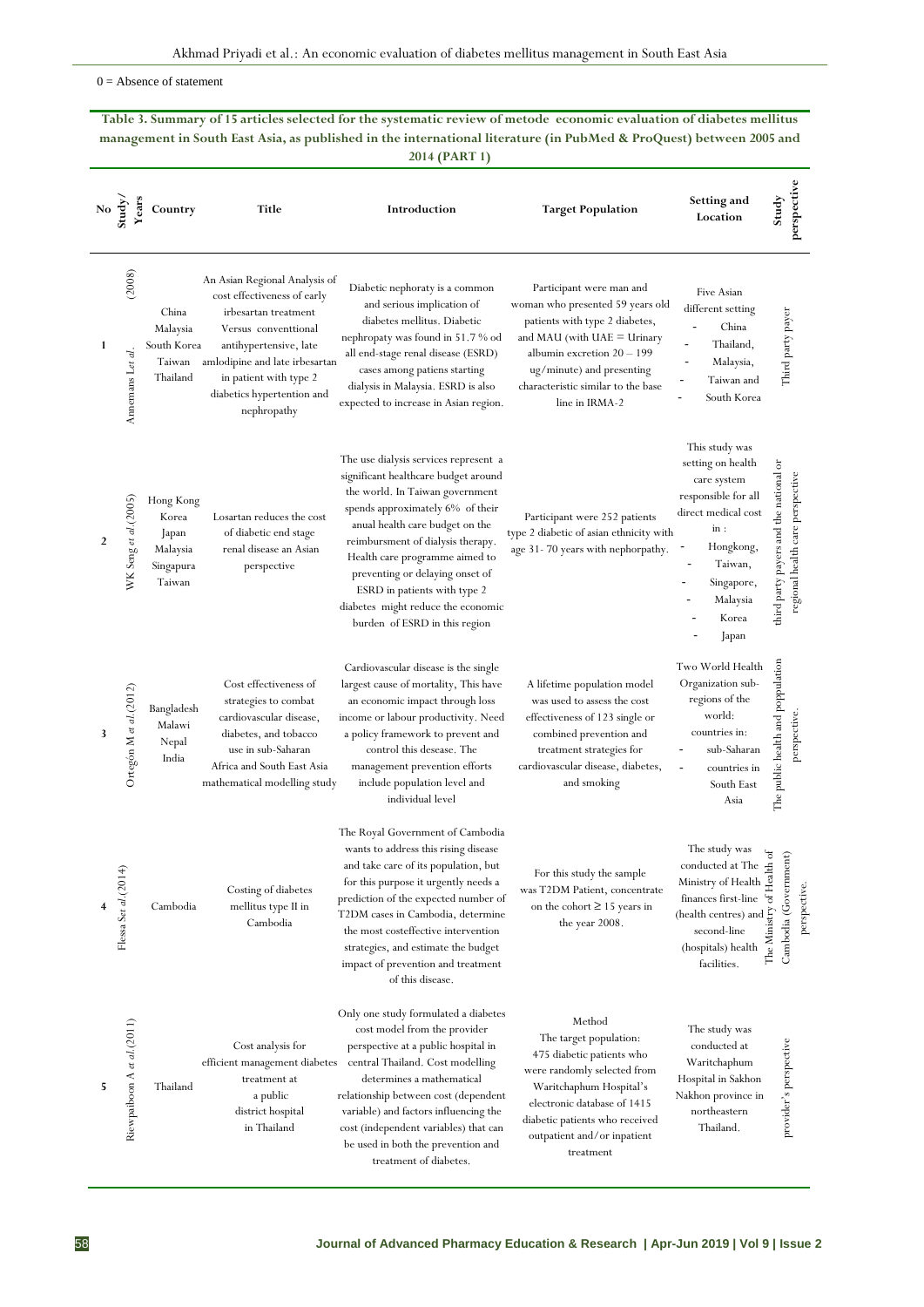0 = Absence of statement

**Table 3. Summary of 15 articles selected for the systematic review of metode economic evaluation of diabetes mellitus management in South East Asia, as published in the international literature (in PubMed & ProQuest) between 2005 and 2014 (PART 1)**

| No | Study/ Years | Country | Title | Introduction | Target Population | Setting and Location | Study perspective |
|---|---|---|---|---|---|---|---|
| 1 | Annemans L*et al.* (2008) | China Malaysia South Korea Taiwan Thailand | An Asian Regional Analysis of cost effectiveness of early irbesartan treatment Versus conventtional antihypertensive, late amlodipine and late irbesartan in patient with type 2 diabetics hypertention and nephropathy | Diabetic nephoraty is a common and serious implication of diabetes mellitus. Diabetic nephropathy was found in 51.7% od all end-stage renal disease (ESRD) cases among patiens starting dialysis in Malaysia. ESRD is also expected to increase in Asian region. | Participant were man and woman who presented 59 years old patients with type 2 diabetes, and MAU (with UAE = Urinary albumin excretion 20 – 199 ug/minute) and presenting characteristic similar to the base line in IRMA-2 | Five Asian different setting<br>- China<br>- Thailand,<br>- Malaysia,<br>- Taiwan and<br>- South Korea | Third party payer |
| 2 | WK Seng *et al.*(2005) | Hong Kong Korea Japan Malaysia Singapura Taiwan | Losartan reduces the cost of diabetic end stage renal disease an Asian perspective | The use dialysis services represent a significant healthcare budget around the world. In Taiwan government spends approximately 6% of their anual health care budget on the reimbursment of dialysis therapy. Health care programme aimed to preventing or delaying onset of ESRD in patients with type 2 diabetes might reduce the economic burden of ESRD in this region | Participant were 252 patients type 2 diabetic of asian ethnicity with age 31- 70 years with nephorpathy. | This study was setting on health care system responsible for all direct medical cost in :<br>- Hongkong,<br>- Taiwan,<br>- Singapore,<br>- Malaysia<br>- Korea<br>- Japan | third party payers and the national or regional health care perspective |
| 3 | Ortegón M *et al.*(2012) | Bangladesh Malawi Nepal India | Cost effectiveness of strategies to combat cardiovascular disease, diabetes, and tobacco use in sub-Saharan Africa and South East Asia mathematical modelling study | Cardiovascular disease is the single largest cause of mortality, This have an economic impact through loss income or labour productivity. Need a policy framework to prevent and control this desease. The management prevention efforts include population level and individual level | A lifetime population model was used to assess the cost effectiveness of 123 single or combined prevention and treatment strategies for cardiovascular disease, diabetes, and smoking | Two World Health Organization sub-regions of the world:<br>countries in:<br>- sub-Saharan<br>- countries in South East Asia | The public health and population perspective. |
| 4 | Flessa S*et al.*(2014) | Cambodia | Costing of diabetes mellitus type II in Cambodia | The Royal Government of Cambodia wants to address this rising disease and take care of its population, but for this purpose it urgently needs a prediction of the expected number of T2DM cases in Cambodia, determine the most costeffective intervention strategies, and estimate the budget impact of prevention and treatment of this disease. | For this study the sample was T2DM Patient, concentrate on the cohort ≥ 15 years in the year 2008. | The study was conducted at The Ministry of Health finances first-line (health centres) and second-line (hospitals) health facilities. | The Ministry of Health of Cambodia (Government) perspective. |
| 5 | Riewpaiboon A *et al.*(2011) | Thailand | Cost analysis for efficient management diabetes treatment at a public district hospital in Thailand | Only one study formulated a diabetes cost model from the provider perspective at a public hospital in central Thailand. Cost modelling determines a mathematical relationship between cost (dependent variable) and factors influencing the cost (independent variables) that can be used in both the prevention and treatment of diabetes. | Method<br>The target population:<br>475 diabetic patients who were randomly selected from Waritchaphum Hospital's electronic database of 1415 diabetic patients who received outpatient and/or inpatient treatment | The study was conducted at Waritchaphum Hospital in Sakhon Nakhon province in northeastern Thailand. | provider's perspective |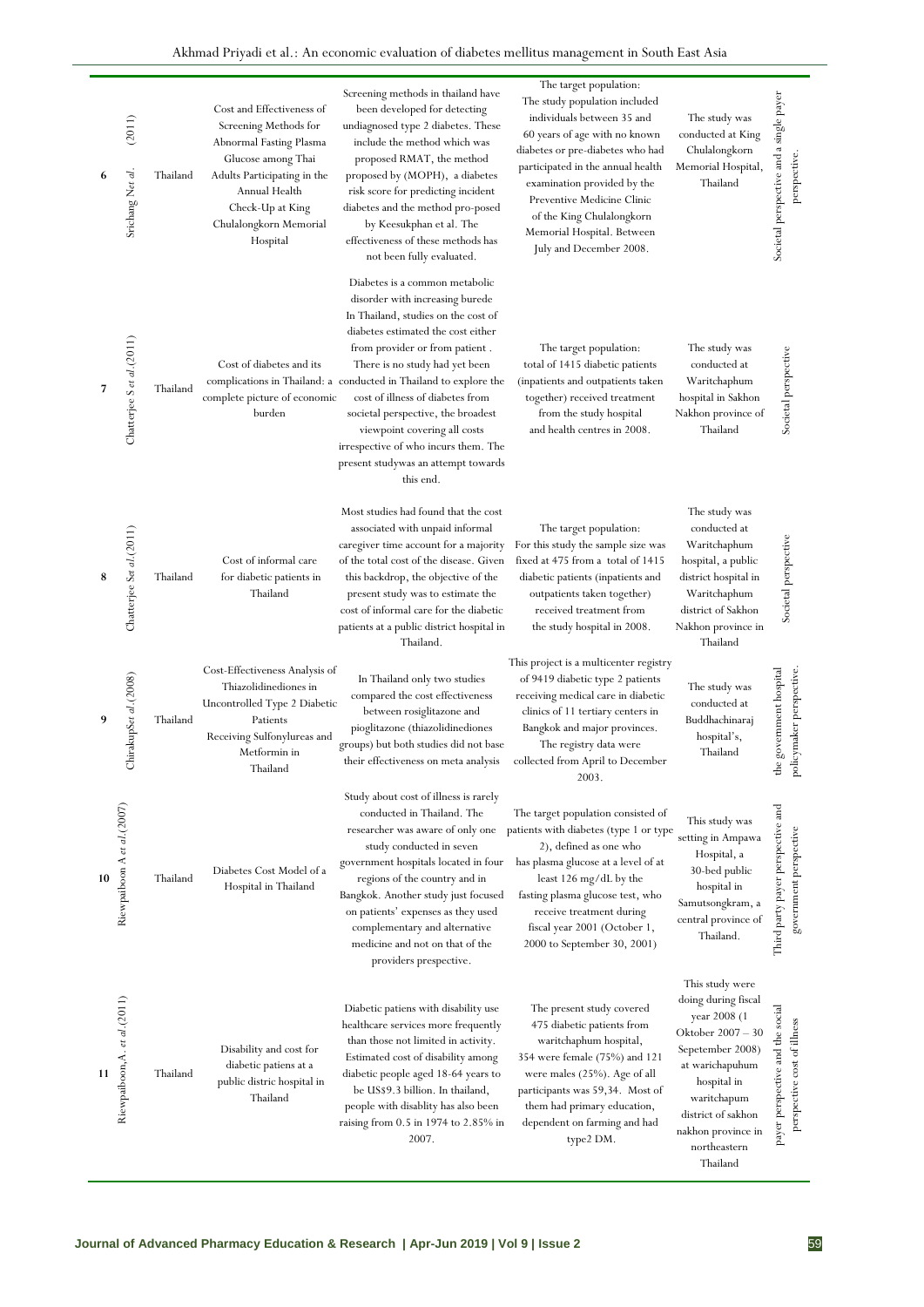| 6 | Srichang N*et al.* (2011) | Thailand | Cost and Effectiveness of Screening Methods for Abnormal Fasting Plasma Glucose among Thai Adults Participating in the Annual Health Check-Up at King Chulalongkorn Memorial Hospital | Screening methods in thailand have been developed for detecting undiagnosed type 2 diabetes. These include the method which was proposed RMAT, the method proposed by (MOPH), a diabetes risk score for predicting incident diabetes and the method pro-posed by Keesukphan et al. The effectiveness of these methods has not been fully evaluated. | The target population: The study population included individuals between 35 and 60 years of age with no known diabetes or pre-diabetes who had participated in the annual health examination provided by the Preventive Medicine Clinic of the King Chulalongkorn Memorial Hospital. Between July and December 2008. | The study was conducted at King Chulalongkorn Memorial Hospital, Thailand | Societal perspective and a single payer perspective. |
|---|---|---|---|---|---|---|---|
| 7 | Chatterjee S *et al.*(2011) | Thailand | Cost of diabetes and its complications in Thailand: a complete picture of economic burden | Diabetes is a common metabolic disorder with increasing burede In Thailand, studies on the cost of diabetes estimated the cost either from provider or from patient . There is no study had yet been conducted in Thailand to explore the cost of illness of diabetes from societal perspective, the broadest viewpoint covering all costs irrespective of who incurs them. The present studywas an attempt towards this end. | The target population: total of 1415 diabetic patients (inpatients and outpatients taken together) received treatment from the study hospital and health centres in 2008. | The study was conducted at Waritchaphum hospital in Sakhon Nakhon province of Thailand | Societal perspective |
| 8 | Chatterjee S*et al.*(2011) | Thailand | Cost of informal care for diabetic patients in Thailand | Most studies had found that the cost associated with unpaid informal caregiver time account for a majority of the total cost of the disease. Given this backdrop, the objective of the present study was to estimate the cost of informal care for the diabetic patients at a public district hospital in Thailand. | The target population: For this study the sample size was fixed at 475 from a total of 1415 diabetic patients (inpatients and outpatients taken together) received treatment from the study hospital in 2008. | The study was conducted at Waritchaphum hospital, a public district hospital in Waritchaphum district of Sakhon Nakhon province in Thailand | Societal perspective |
| 9 | ChirakupS*et al.*(2008) | Thailand | Cost-Effectiveness Analysis of Thiazolidinediones in Uncontrolled Type 2 Diabetic Patients Receiving Sulfonylureas and Metformin in Thailand | In Thailand only two studies compared the cost effectiveness between rosiglitazone and pioglitazone (thiazolidinediones groups) but both studies did not base their effectiveness on meta analysis | This project is a multicenter registry of 9419 diabetic type 2 patients receiving medical care in diabetic clinics of 11 tertiary centers in Bangkok and major provinces. The registry data were collected from April to December 2003. | The study was conducted at Buddhachinaraj hospital's, Thailand | the government hospital policymaker perspective. |
| 10 | Riewpaiboon A *et al.*(2007) | Thailand | Diabetes Cost Model of a Hospital in Thailand | Study about cost of illness is rarely conducted in Thailand. The researcher was aware of only one study conducted in seven government hospitals located in four regions of the country and in Bangkok. Another study just focused on patients' expenses as they used complementary and alternative medicine and not on that of the providers prespective. | The target population consisted of patients with diabetes (type 1 or type 2), defined as one who has plasma glucose at a level of at least 126 mg/dL by the fasting plasma glucose test, who receive treatment during fiscal year 2001 (October 1, 2000 to September 30, 2001) | This study was setting in Ampawa Hospital, a 30-bed public hospital in Samutsongkram, a central province of Thailand. | Third party payer perspective and government perspective |
| 11 | Riewpaiboon,A. *et al.*(2011) | Thailand | Disability and cost for diabetic patiens at a public distric hospital in Thailand | Diabetic patiens with disability use healthcare services more frequently than those not limited in activity. Estimated cost of disability among diabetic people aged 18-64 years to be US$9.3 billion. In thailand, people with disablity has also been raising from 0.5 in 1974 to 2.85% in 2007. | The present study covered 475 diabetic patients from waritchaphum hospital, 354 were female (75%) and 121 were males (25%). Age of all participants was 59,34. Most of them had primary education, dependent on farming and had type2 DM. | This study were doing during fiscal year 2008 (1 Oktober 2007 – 30 Sepetember 2008) at warichapuhum hospital in waritchapum district of sakhon nakhon province in northeastern Thailand | payer perspective and the social perspective cost of illness |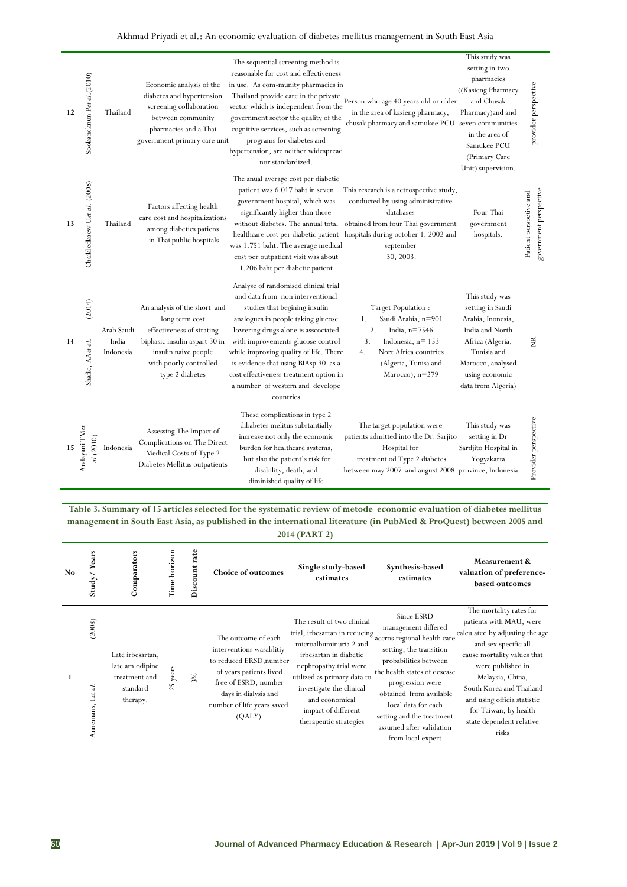| 12 | Sookaneknun P*et al.*(2010) | Thailand | Economic analysis of the diabetes and hypertension screening collaboration between community pharmacies and a Thai government primary care unit | The sequential screening method is reasonable for cost and effectiveness in use. As com-munity pharmacies in Thailand provide care in the private sector which is independent from the government sector the quality of the cognitive services, such as screening programs for diabetes and hypertension, are neither widespread nor standardized. | Person who age 40 years old or older in the area of kasieng pharmacy, chusak pharmacy and samukee PCU | This study was setting in two pharmacies ((Kasieng Pharmacy and Chusak Pharmacy)and and seven communities in the area of Samukee PCU (Primary Care Unit) supervision. | provider perspective |
|---|---|---|---|---|---|---|---|
| 13 | Chaikledkaew U*et al.* (2008) | Thailand | Factors affecting health care cost and hospitalizations among diabetics patiens in Thai public hospitals | The anual average cost per diabetic patient was 6.017 baht in seven government hospital, which was significantly higher than those without diabetes. The annual total healthcare cost per diabetic patient was 1.751 baht. The average medical cost per outpatient visit was about 1.206 baht per diabetic patient | This research is a retrospective study, conducted by using administrative databases obtained from four Thai government hospitals during october 1, 2002 and september 30, 2003. | Four Thai government hospitals. | Patient perspective and government perspective |
| 14 | Shafie, AA*et al.* (2014) | Arab Saudi India Indonesia | An analysis of the short and long term cost effectiveness of strating biphasic insulin aspart 30 in insulin naive people with poorly controlled type 2 diabetes | Analyse of randomised clinical trial and data from non interventional studies that begining insulin analogues in people taking glucose lowering drugs alone is asscociated with improvements glucose control while improving quality of life. There is evidence that using BIAsp 30 as a cost effectiveness treatment option in a number of western and develope countries | Target Population : 1. Saudi Arabia, n=901 2. India, n=7546 3. Indonesia, n= 153 4. Nort Africa countries (Algeria, Tunisa and Marocco), n=279 | This study was setting in Saudi Arabia, Inonesia, India and North Africa (Algeria, Tunisia and Marocco, analysed using economic data from Algeria) | NR |
| 15 | Andayani TM*et al.*(2010) | Indonesia | Assessing The Impact of Complications on The Direct Medical Costs of Type 2 Diabetes Mellitus outpatients | These complications in type 2 dibabetes melitus substantially increase not only the economic burden for healthcare systems, but also the patient's risk for disability, death, and diminished quality of life | The target population were patients admitted into the Dr. Sarjito Hospital for treatment od Type 2 diabetes between may 2007 and august 2008. | This study was setting in Dr Sardjito Hospital in Yogyakarta province, Indonesia | Provider perspective |

**Table 3. Summary of 15 articles selected for the systematic review of metode economic evaluation of diabetes mellitus management in South East Asia, as published in the international literature (in PubMed & ProQuest) between 2005 and 2014 (PART 2)**

| No | Study/ Years | Comparators | Time horizon | Discount rate | Choice of outcomes | Single study-based estimates | Synthesis-based estimates | Measurement & valuation of preference-based outcomes |
|---|---|---|---|---|---|---|---|---|
| 1 | Annemans, L*et al.* (2008) | Late irbesartan, late amlodipine treatment and standard therapy. | 25 years | 3% | The outcome of each interventions wasablitiy to reduced ERSD,number of years patients lived free of ESRD, number days in dialysis and number of life years saved (QALY) | The result of two clinical trial, irbesartan in reducing microalbuminuria 2 and irbesartan in diabetic nephropathy trial were utilized as primary data to investigate the clinical and economical impact of different therapeutic strategies | Since ESRD management differed accros regional health care setting, the transition probabilities between the health states of desease progression were obtained from available local data for each setting and the treatment assumed after validation from local expert | The mortality rates for patients with MAU, were calculated by adjusting the age and sex specific all cause mortality values that were published in Malaysia, China, South Korea and Thailand and using officia statistic for Taiwan, by health state dependent relative risks |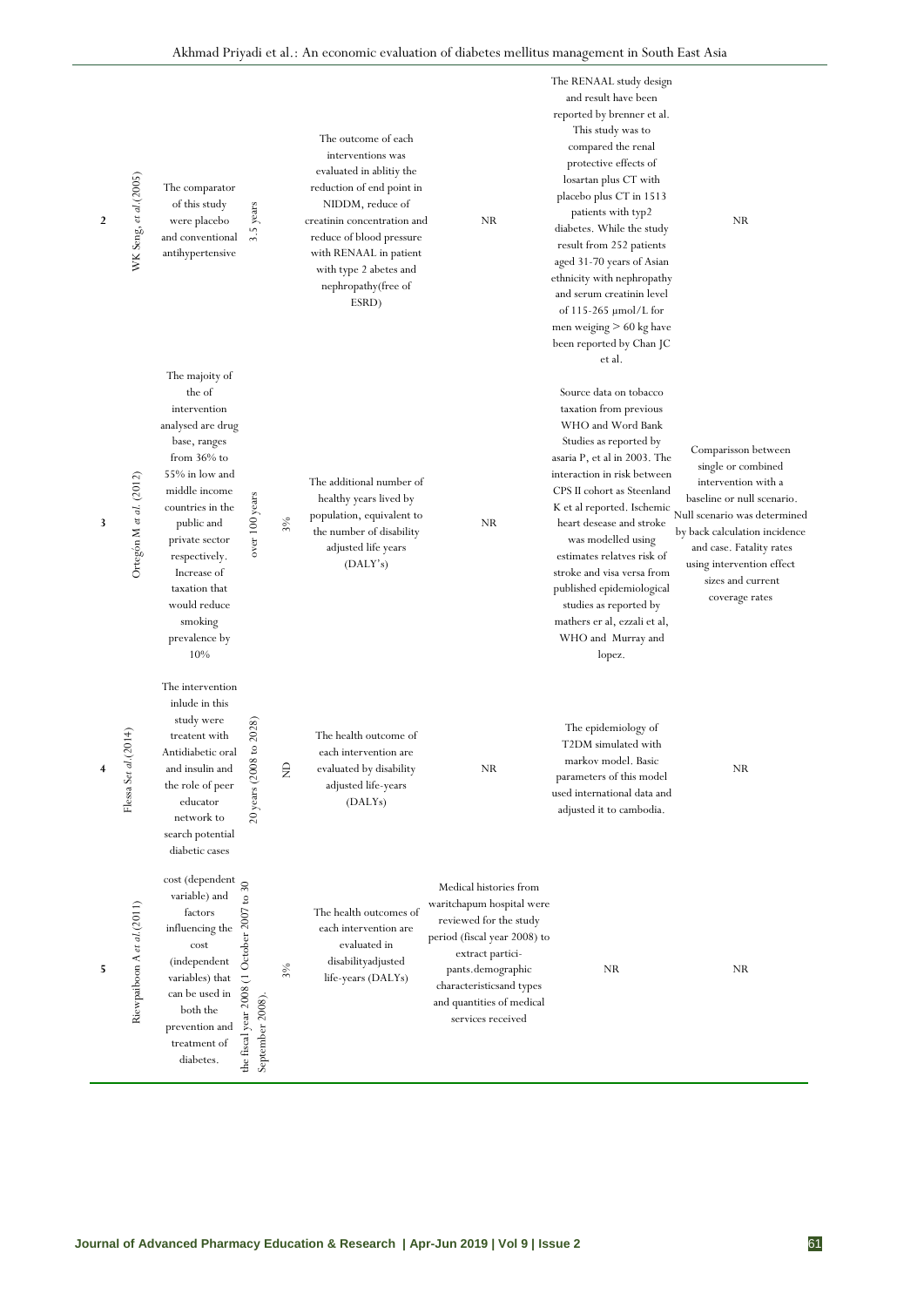| 2 | WK Seng, *et al.*(2005) | The comparator of this study were placebo and conventional antihypertensive | 3.5 years | | The outcome of each interventions was evaluated in ablitiy the reduction of end point in NIDDM, reduce of creatinin concentration and reduce of blood pressure with RENAAL in patient with type 2 abetes and nephropathy(free of ESRD) | NR | The RENAAL study design and result have been reported by brenner et al. This study was to compared the renal protective effects of losartan plus CT with placebo plus CT in 1513 patients with typ2 diabetes. While the study result from 252 patients aged 31-70 years of Asian ethnicity with nephropathy and serum creatinin level of 115-265 µmol/L for men weiging > 60 kg have been reported by Chan JC et al. | NR |
|---|---|---|---|---|---|---|---|---|
| 3 | Ortegón M *et al.* (2012) | The majoity of the of intervention analysed are drug base, ranges from 36% to 55% in low and middle income countries in the public and private sector respectively. Increase of taxation that would reduce smoking prevalence by 10% | over 100 years | 3% | The additional number of healthy years lived by population, equivalent to the number of disability adjusted life years (DALY's) | NR | Source data on tobacco taxation from previous WHO and Word Bank Studies as reported by asaria P, et al in 2003. The interaction in risk between CPS II cohort as Steenland K et al reported. Ischemic heart desease and stroke was modelled using estimates relatves risk of stroke and visa versa from published epidemiological studies as reported by mathers er al, ezzali et al, WHO and Murray and lopez. | Comparisson between single or combined intervention with a baseline or null scenario. Null scenario was determined by back calculation incidence and case. Fatality rates using intervention effect sizes and current coverage rates |
| 4 | Flessa S*et al.*(2014) | The intervention inlude in this study were treatent with Antidiabetic oral and insulin and the role of peer educator network to search potential diabetic cases | 20 years (2008 to 2028) | ND | The health outcome of each intervention are evaluated by disability adjusted life-years (DALYs) | NR | The epidemiology of T2DM simulated with markov model. Basic parameters of this model used international data and adjusted it to cambodia. | NR |
| 5 | Riewpaiboon A *et al.*(2011) | cost (dependent variable) and factors influencing the cost (independent variables) that can be used in both the prevention and treatment of diabetes. | the fiscal year 2008 (1 October 2007 to 30 September 2008). | 3% | The health outcomes of each intervention are evaluated in disabilityadjusted life-years (DALYs) | Medical histories from waritchapum hospital were reviewed for the study period (fiscal year 2008) to extract partici-pants.demographic characteristicsand types and quantities of medical services received | NR | NR |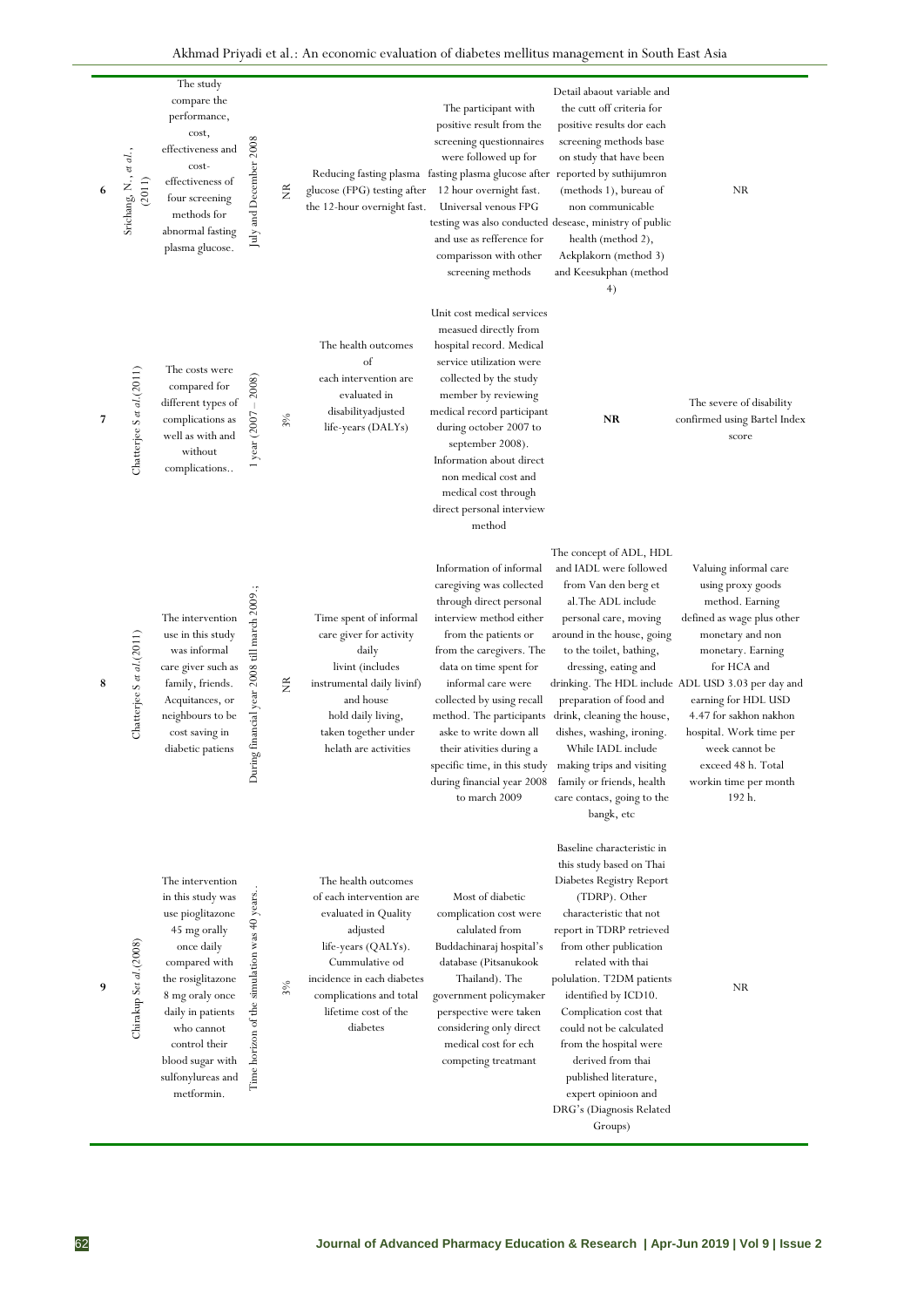| 6 | Srichang, N., *et al.*, (2011) | The study compare the performance, cost, effectiveness and cost-effectiveness of four screening methods for abnormal fasting plasma glucose. | July and December 2008 | NR | Reducing fasting plasma glucose (FPG) testing after the 12-hour overnight fast. | The participant with positive result from the screening questionnaires were followed up for fasting plasma glucose after 12 hour overnight fast. Universal venous FPG testing was also conducted and use as refference for comparisson with other screening methods | Detail abaout variable and the cutt off criteria for positive results dor each screening methods base on study that have been reported by suthijumron (methods 1), bureau of non communicable desease, ministry of public health (method 2), Aekplakorn (method 3) and Keesukphan (method 4) | NR |
|---|---|---|---|---|---|---|---|---|
| 7 | Chatterjee S *et al.*(2011) | The costs were compared for different types of complications as well as with and without complications.. | 1 year (2007 – 2008) | 3% | The health outcomes of each intervention are evaluated in disabilityadjusted life-years (DALYs) | Unit cost medical services measued directly from hospital record. Medical service utilization were collected by the study member by reviewing medical record participant during october 2007 to september 2008). Information about direct non medical cost and medical cost through direct personal interview method | **NR** | The severe of disability confirmed using Bartel Index score |
| 8 | Chatterjee S *et al.*(2011) | The intervention use in this study was informal care giver such as family, friends. Acquitances, or neighbours to be cost saving in diabetic patiens | During financial year 2008 till march 2009.; | NR | Time spent of informal care giver for activity daily livint (includes instrumental daily livinf) and house hold daily living, taken together under helath are activities | Information of informal caregiving was collected through direct personal interview method either from the patients or from the caregivers. The data on time spent for informal care were collected by using recall method. The participants aske to write down all their ativities during a specific time, in this study during financial year 2008 to march 2009 | The concept of ADL, HDL and IADL were followed from Van den berg et al.The ADL include personal care, moving around in the house, going to the toilet, bathing, dressing, eating and drinking. The HDL include preparation of food and drink, cleaning the house, dishes, washing, ironing. While IADL include making trips and visiting family or friends, health care contacs, going to the bangk, etc | Valuing informal care using proxy goods method. Earning defined as wage plus other monetary and non monetary. Earning for HCA and ADL USD 3.03 per day and earning for HDL USD 4.47 for sakhon nakhon hospital. Work time per week cannot be exceed 48 h. Total workin time per month 192 h. |
| 9 | Chirakup S*et al.*(2008) | The intervention in this study was use pioglitazone 45 mg orally once daily compared with the rosiglitazone 8 mg oraly once daily in patients who cannot control their blood sugar with sulfonylureas and metformin. | Time horizon of the simulation was 40 years.. | 3% | The health outcomes of each intervention are evaluated in Quality adjusted life-years (QALYs). Cummulative od incidence in each diabetes complications and total lifetime cost of the diabetes | Most of diabetic complication cost were calulated from Buddachinaraj hospital's database (Pitsanukook Thailand). The government policymaker perspective were taken considering only direct medical cost for ech competing treatmant | Baseline characteristic in this study based on Thai Diabetes Registry Report (TDRP). Other characteristic that not report in TDRP retrieved from other publication related with thai polulation. T2DM patients identified by ICD10. Complication cost that could not be calculated from the hospital were derived from thai published literature, expert opinioon and DRG's (Diagnosis Related Groups) | NR |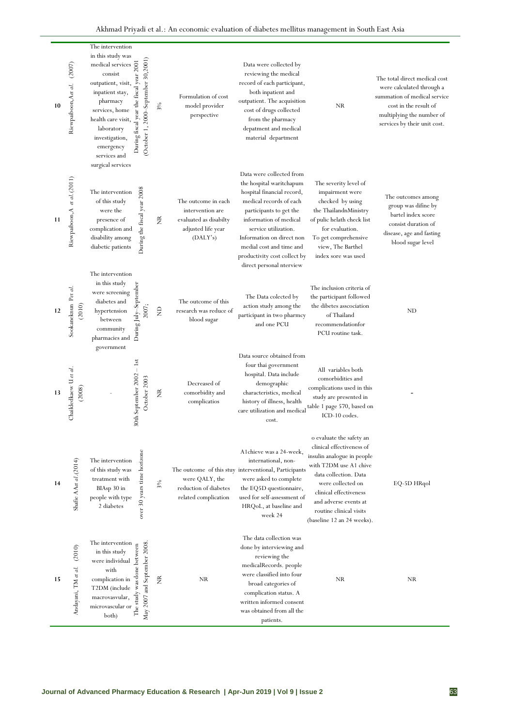| 10 | Riewpaiboon,A*et al.* (2007) | The intervention in this study was medical services consist outpatient, visit, inpatient stay, pharmacy services, home health care visit, laboratory investigation, emergency services and surgical services | During fiscal year the fiscal year 2001 (October 1, 2000–September 30,2001) | 3% | Formulation of cost model provider perspective | Data were collected by reviewing the medical record of each participant, both inpatient and outpatient. The acquisition cost of drugs collected from the pharmacy depatment and medical material department | NR | The total direct medical cost were calculated through a summation of medical service cost in the result of multiplying the number of services by their unit cost. |
|---|---|---|---|---|---|---|---|---|
| 11 | Riewpaiboon,A *et al.*(2011) | The intervention of this study were the presence of complication and disability among diabetic patients | During the fiscal year 2008 | NR | The outcome in each intervention are evaluated as disabilty adjusted life year (DALY's) | Data were collected from the hospital waritchapum hospital financial record, medical records of each participants to get the information of medical service utilization. Information on direct non medial cost and time and productivity cost collect by direct personal nterview | The severity level of impairment were checked by using the ThailandnMinistry of pulic helath check list for evaluation. To get comprehensive view, The Barthel index sore was used | The outcomes among group was difine by bartel index score consist duration of disease, age and fasting blood sugar level |
| 12 | Sookaneknun P*et al.* (2010) | The intervention in this study were screening diabetes and hypertension between community pharmacies and government | During July–September 2007; | ND | The outcome of this research was reduce of blood sugar | The Data colected by action study among the participant in two pharmcy and one PCU | The inclusion criteria of the participant followed the dibetes asscociation of Thailand recommendationfor PCU routine task. | ND |
| 13 | Chaikledkaew U *et al.* (2008) | - | 30th September 2002 – 1st October 2003 | NR | Decreased of comorbidity and complicatios | Data source obtained from four thai government hospital. Data include demographic characteristics, medical history of illness, health care utilization and medical cost. | All variables both comorbidities and complications used in this study are presented in table 1 page 570, based on ICD-10 codes. | - |
| 14 | Shafie AA*et al.*(2014) | The intervention of this study was treatment with BIAsp 30 in people with type 2 diabetes | over 30 years time horizone | 3% | The outcome of this stuy were QALY, the reduction of diabetes related complication | A1chieve was a 24-week, international, non-interventional, Participants were asked to complete the EQ5D questionnaire, used for self-assessment of HRQoL, at baseline and week 24 | o evaluate the safety an clinical effectiveness of insulin analogue in people with T2DM use A1 chive data collection. Data were collected on clinical effectiveness and adverse events at routine clinical visits (baseline 12 an 24 weeks). | EQ-5D HRqol |
| 15 | Andayani, TM *et al.* (2010) | The intervention in this study were individual with complication in T2DM (include macrovasvular, microvascular or both) | The study was done between May 2007 and September 2008. | NR | NR | The data collection was done by interviewing and reviewing the medicalRecords. people were classified into four broad categories of complication status. A written informed consent was obtained from all the patients. | NR | NR |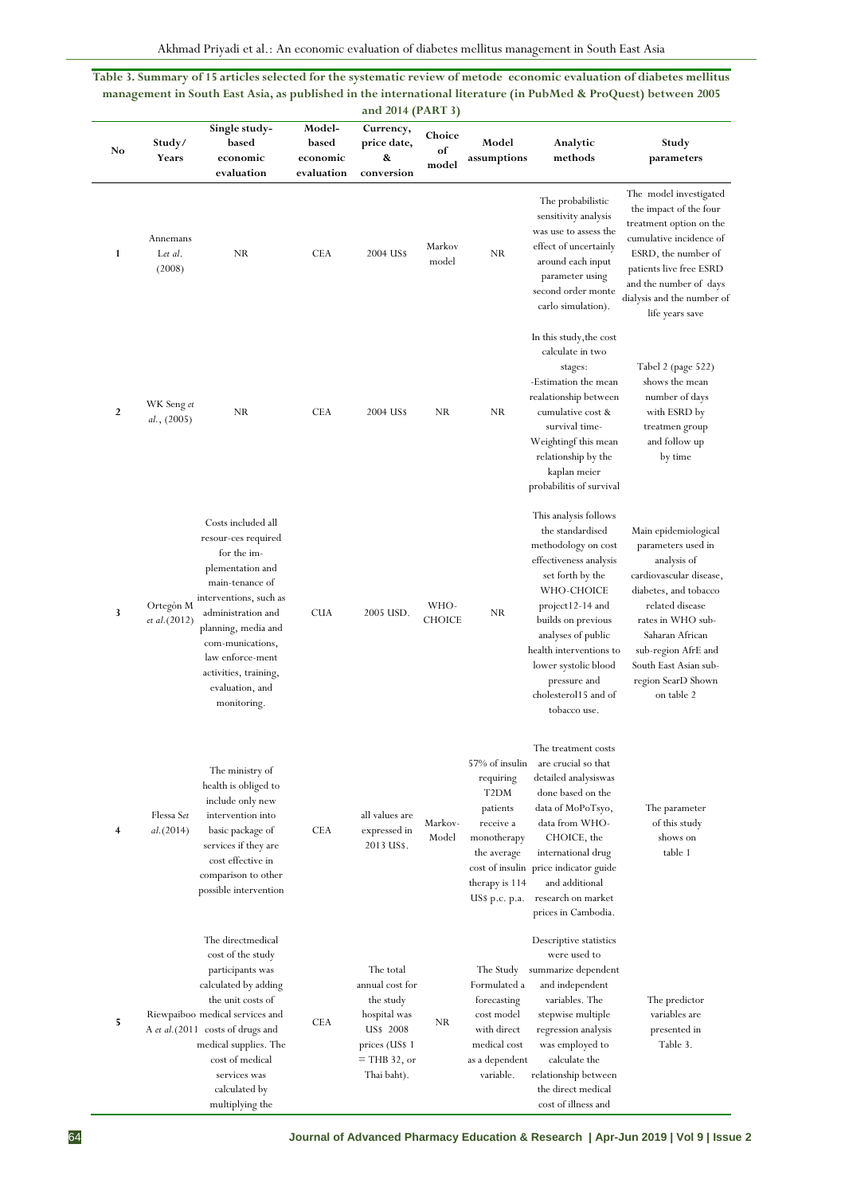**Table 3. Summary of 15 articles selected for the systematic review of metode economic evaluation of diabetes mellitus management in South East Asia, as published in the international literature (in PubMed & ProQuest) between 2005 and 2014 (PART 3)**

| No | Study/ Years | Single study-based economic evaluation | Model-based economic evaluation | Currency, price date, & conversion | Choice of model | Model assumptions | Analytic methods | Study parameters |
|---|---|---|---|---|---|---|---|---|
| 1 | Annemans L*et al*. (2008) | NR | CEA | 2004 US$ | Markov model | NR | The probabilistic sensitivity analysis was use to assess the effect of uncertainly around each input parameter using second order monte carlo simulation). | The model investigated the impact of the four treatment option on the cumulative incidence of ESRD, the number of patients live free ESRD and the number of days dialysis and the number of life years save |
| 2 | WK Seng *et al*., (2005) | NR | CEA | 2004 US$ | NR | NR | In this study,the cost calculate in two stages: -Estimation the mean realationship between cumulative cost & survival time- Weightingf this mean relationship by the kaplan meier probabilitis of survival | Tabel 2 (page 522) shows the mean number of days with ESRD by treatmen group and follow up by time |
| 3 | Ortegón M *et al*.(2012) | Costs included all resour-ces required for the im-plementation and main-tenance of interventions, such as administration and planning, media and com-munications, law enforce-ment activities, training, evaluation, and monitoring. | CUA | 2005 USD. | WHO-CHOICE | NR | This analysis follows the standardised methodology on cost effectiveness analysis set forth by the WHO-CHOICE project12-14 and builds on previous analyses of public health interventions to lower systolic blood pressure and cholesterol15 and of tobacco use. | Main epidemiological parameters used in analysis of cardiovascular disease, diabetes, and tobacco related disease rates in WHO sub-Saharan African sub-region AfrE and South East Asian sub-region SearD Shown on table 2 |
| 4 | Flessa S*et al*.(2014) | The ministry of health is obliged to include only new intervention into basic package of services if they are cost effective in comparison to other possible intervention | CEA | all values are expressed in 2013 US$. | Markov-Model | 57% of insulin requiring T2DM patients receive a monotherapy the average cost of insulin therapy is 114 US$ p.c. p.a. | The treatment costs are crucial so that detailed analysiswas done based on the data of MoPoTsyo, data from WHO-CHOICE, the international drug price indicator guide and additional research on market prices in Cambodia. | The parameter of this study shows on table 1 |
| 5 | Riewpaiboo A *et al*.(2011 | The directmedical cost of the study participants was calculated by adding the unit costs of medical services and costs of drugs and medical supplies. The cost of medical services was calculated by multiplying the | CEA | The total annual cost for the study hospital was US$ 2008 prices (US$ 1 = THB 32, or Thai baht). | NR | The Study Formulated a forecasting cost model with direct medical cost as a dependent variable. | Descriptive statistics were used to summarize dependent and independent variables. The stepwise multiple regression analysis was employed to calculate the relationship between the direct medical cost of illness and | The predictor variables are presented in Table 3. |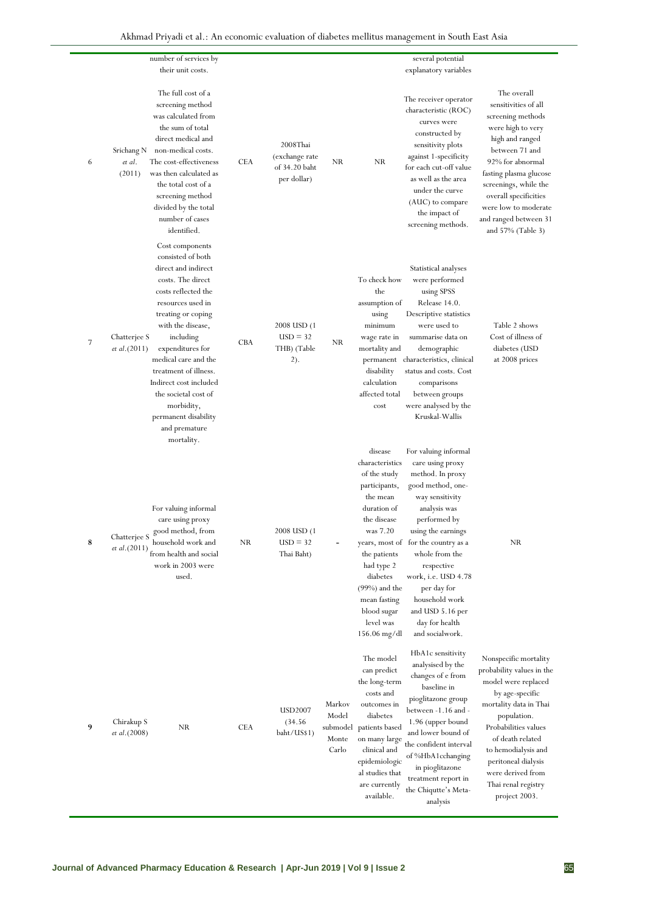| | | number of services by their unit costs. | | | | | several potential explanatory variables | |
|---|---|---|---|---|---|---|---|---|
| 6 | Srichang N *et al*. (2011) | The full cost of a screening method was calculated from the sum of total direct medical and non-medical costs. The cost-effectiveness was then calculated as the total cost of a screening method divided by the total number of cases identified. | CEA | 2008Thai (exchange rate of 34.20 baht per dollar) | NR | NR | The receiver operator characteristic (ROC) curves were constructed by sensitivity plots against 1-specificity for each cut-off value as well as the area under the curve (AUC) to compare the impact of screening methods. | The overall sensitivities of all screening methods were high to very high and ranged between 71 and 92% for abnormal fasting plasma glucose screenings, while the overall specificities were low to moderate and ranged between 31 and 57% (Table 3) |
| 7 | Chatterjee S *et al*.(2011) | Cost components consisted of both direct and indirect costs. The direct costs reflected the resources used in treating or coping with the disease, including expenditures for medical care and the treatment of illness. Indirect cost included the societal cost of morbidity, permanent disability and premature mortality. | CBA | 2008 USD (1 USD = 32 THB) (Table 2). | NR | To check how the assumption of using minimum wage rate in mortality and permanent disability calculation affected total cost | Statistical analyses were performed using SPSS Release 14.0. Descriptive statistics were used to summarise data on demographic characteristics, clinical status and costs. Cost comparisons between groups were analysed by the Kruskal-Wallis | Table 2 shows Cost of illness of diabetes (USD at 2008 prices |
| **8** | Chatterjee S *et al*.(2011) | For valuing informal care using proxy good method, from household work and from health and social work in 2003 were used. | NR | 2008 USD (1 USD = 32 Thai Baht) | - | disease characteristics of the study participants, the mean duration of the disease was 7.20 years, most of the patients had type 2 diabetes (99%) and the mean fasting blood sugar level was 156.06 mg/dl | For valuing informal care using proxy method. In proxy good method, one-way sensitivity analysis was performed by using the earnings for the country as a whole from the respective work, i.e. USD 4.78 per day for household work and USD 5.16 per day for health and socialwork. | NR |
| **9** | Chirakup S *et al*.(2008) | NR | CEA | USD2007 (34.56 baht/US$1) | Markov Model submodel Monte Carlo | The model can predict the long-term costs and outcomes in diabetes patients based on many large clinical and epidemiologic al studies that are currently available. | HbA1c sensitivity analysised by the changes of e from baseline in pioglitazone group between -1.16 and -1.96 (upper bound and lower bound of the confident interval of %HbA1cchanging in pioglitazone treatment report in the Chiqutte's Meta-analysis | Nonspecific mortality probability values in the model were replaced by age-specific mortality data in Thai population. Probabilities values of death related to hemodialysis and peritoneal dialysis were derived from Thai renal registry project 2003. |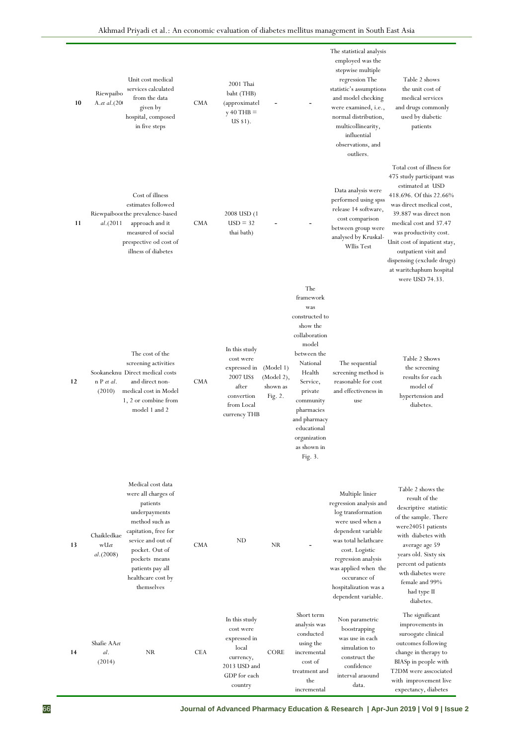| 10 | Riewpaibo A.*et al*.(20 | Unit cost medical services calculated from the data given by hospital, composed in five steps | CMA | 2001 Thai baht (THB) (approximately 40 THB = US $1). | - | - | The statistical analysis employed was the stepwise multiple regression The statistic's assumptions and model checking were examined, i.e., normal distribution, multicollinearity, influential observations, and outliers. | Table 2 shows the unit cost of medical services and drugs commonly used by diabetic patients |
|---|---|---|---|---|---|---|---|---|
| 11 | Riewpaiboo *al*.(2011 | Cost of illness estimates followed the prevalence-based approach and it measured of social prespective od cost of illness of diabetes | CMA | 2008 USD (1 USD = 32 thai bath) | - | - | Data analysis were performed using spss release 14 software, cost comparison between group were analysed by Kruskal-Wllis Test | Total cost of illness for 475 study participant was estimated at USD 418.696. Of this 22.66% was direct medical cost, 39.887 was direct non medical cost and 37.47 was productivity cost. Unit cost of inpatient stay, outpatient visit and dispensing (exclude drugs) at waritchaphum hospital were USD 74.33. |
| 12 | Sookaneknu n P *et al*. (2010) | The cost of the screening activities Direct medical costs and direct non-medical cost in Model 1, 2 or combine from model 1 and 2 | CMA | In this study cost were expressed in 2007 US$ after convertion from Local currency THB | (Model 1) (Model 2), shown as Fig. 2. | The framework was constructed to show the collaboration model between the National Health Service, private community pharmacies and pharmacy educational organization as shown in Fig. 3. | The sequential screening method is reasonable for cost and effectiveness in use | Table 2 Shows the screening results for each model of hypertension and diabetes. |
| 13 | Chaikledkae wU*et al*.(2008) | Medical cost data were all charges of patients underpayments method such as capitation, free for sevice and out of pocket. Out of pockets means patients pay all healthcare cost by themselves | CMA | ND | NR | - | Multiple linier regression analysis and log transformation were used when a dependent variable was total helathcare cost. Logistic regression analysis was applied when the occurance of hospitalization was a dependent variable. | Table 2 shows the result of the descriptive statistic of the sample. There were24051 patients with diabetes with average age 59 years old. Sixty six percent od patients wth diabetes were female and 99% had type II diabetes. |
| 14 | Shafie AA*et al*. (2014) | NR | CEA | In this study cost were expressed in local currency, 2013 USD and GDP for each country | CORE | Short term analysis was conducted using the incremental cost of treatment and the incremental | Non parametric boostrapping was use in each simulation to construct the confidence interval araound data. | The significant improvements in suroogate clinical outcomes following change in therapy to BIASp in people with T2DM were asscociated with improvement live expectancy, diabetes |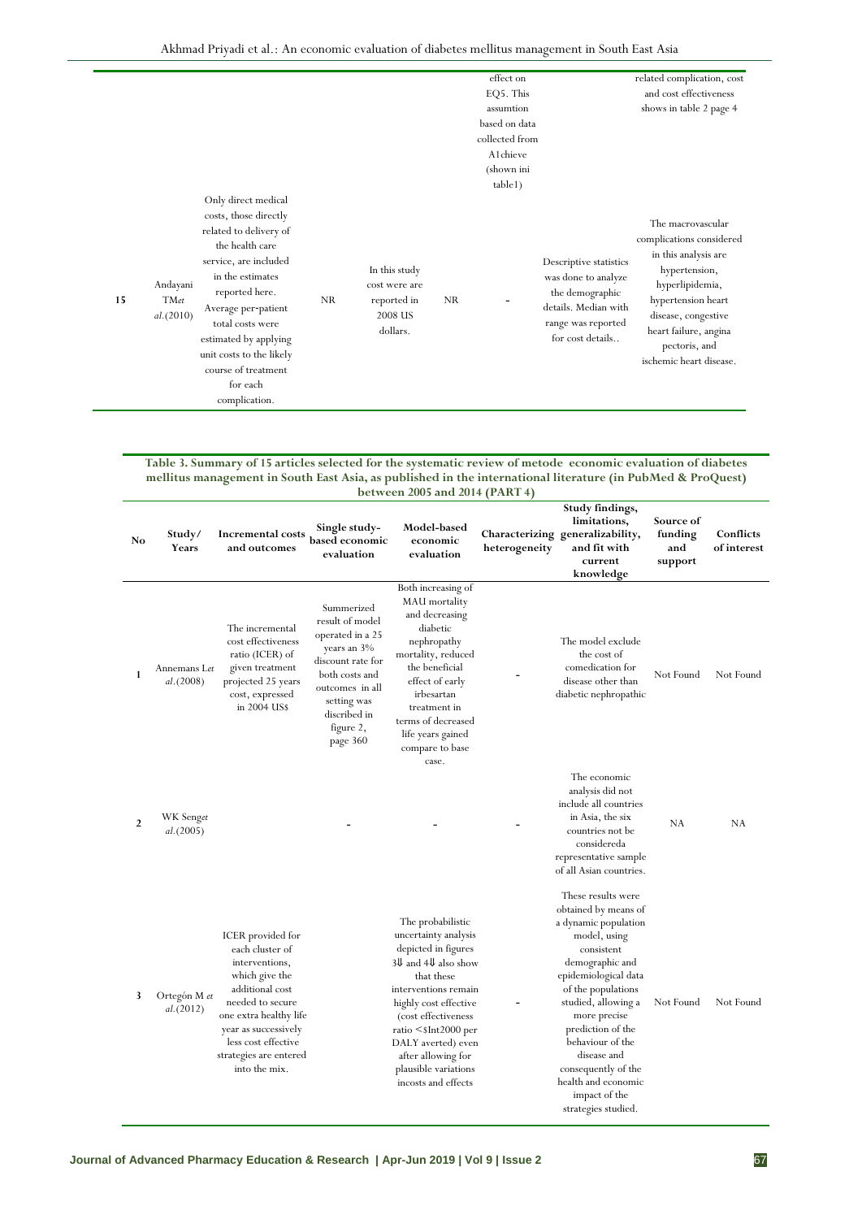| | | | | | | | | |
|---|---|---|---|---|---|---|---|---|
| | | | | | | effect on EQ5. This assumtion based on data collected from A1chieve (shown ini table1) | | related complication, cost and cost effectiveness shows in table 2 page 4 |
| 15 | Andayani TM*et al.*(2010) | Only direct medical costs, those directly related to delivery of the health care service, are included in the estimates reported here. Average per-patient total costs were estimated by applying unit costs to the likely course of treatment for each complication. | NR | In this study cost were are reported in 2008 US dollars. | NR | - | Descriptive statistics was done to analyze the demographic details. Median with range was reported for cost details.. | The macrovascular complications considered in this analysis are hypertension, hyperlipidemia, hypertension heart disease, congestive heart failure, angina pectoris, and ischemic heart disease. |

**Table 3. Summary of 15 articles selected for the systematic review of metode economic evaluation of diabetes mellitus management in South East Asia, as published in the international literature (in PubMed & ProQuest) between 2005 and 2014 (PART 4)**

| No | Study/ Years | Incremental costs and outcomes | Single study-based economic evaluation | Model-based economic evaluation | Characterizing heterogeneity | Study findings, limitations, generalizability, and fit with current knowledge | Source of funding and support | Conflicts of interest |
|---|---|---|---|---|---|---|---|---|
| 1 | Annemans L*et al.*(2008) | The incremental cost effectiveness ratio (ICER) of given treatment projected 25 years cost, expressed in 2004 US$ | Summerized result of model operated in a 25 years an 3% discount rate for both costs and outcomes in all setting was discribed in figure 2, page 360 | Both increasing of MAU mortality and decreasing diabetic nephropathy mortality, reduced the beneficial effect of early irbesartan treatment in terms of decreased life years gained compare to base case. | - | The model exclude the cost of comedication for disease other than diabetic nephropathic | Not Found | Not Found |
| 2 | WK Seng*et al.*(2005) | | - | - | - | The economic analysis did not include all countries in Asia, the six countries not be considereda representative sample of all Asian countries. | NA | NA |
| 3 | Ortegón M *et al.*(2012) | ICER provided for each cluster of interventions, which give the additional cost needed to secure one extra healthy life year as successively less cost effective strategies are entered into the mix. | | The probabilistic uncertainty analysis depicted in figures 3⇓ and 4⇓ also show that these interventions remain highly cost effective (cost effectiveness ratio <$Int2000 per DALY averted) even after allowing for plausible variations incosts and effects | - | These results were obtained by means of a dynamic population model, using consistent demographic and epidemiological data of the populations studied, allowing a more precise prediction of the behaviour of the disease and consequently of the health and economic impact of the strategies studied. | Not Found | Not Found |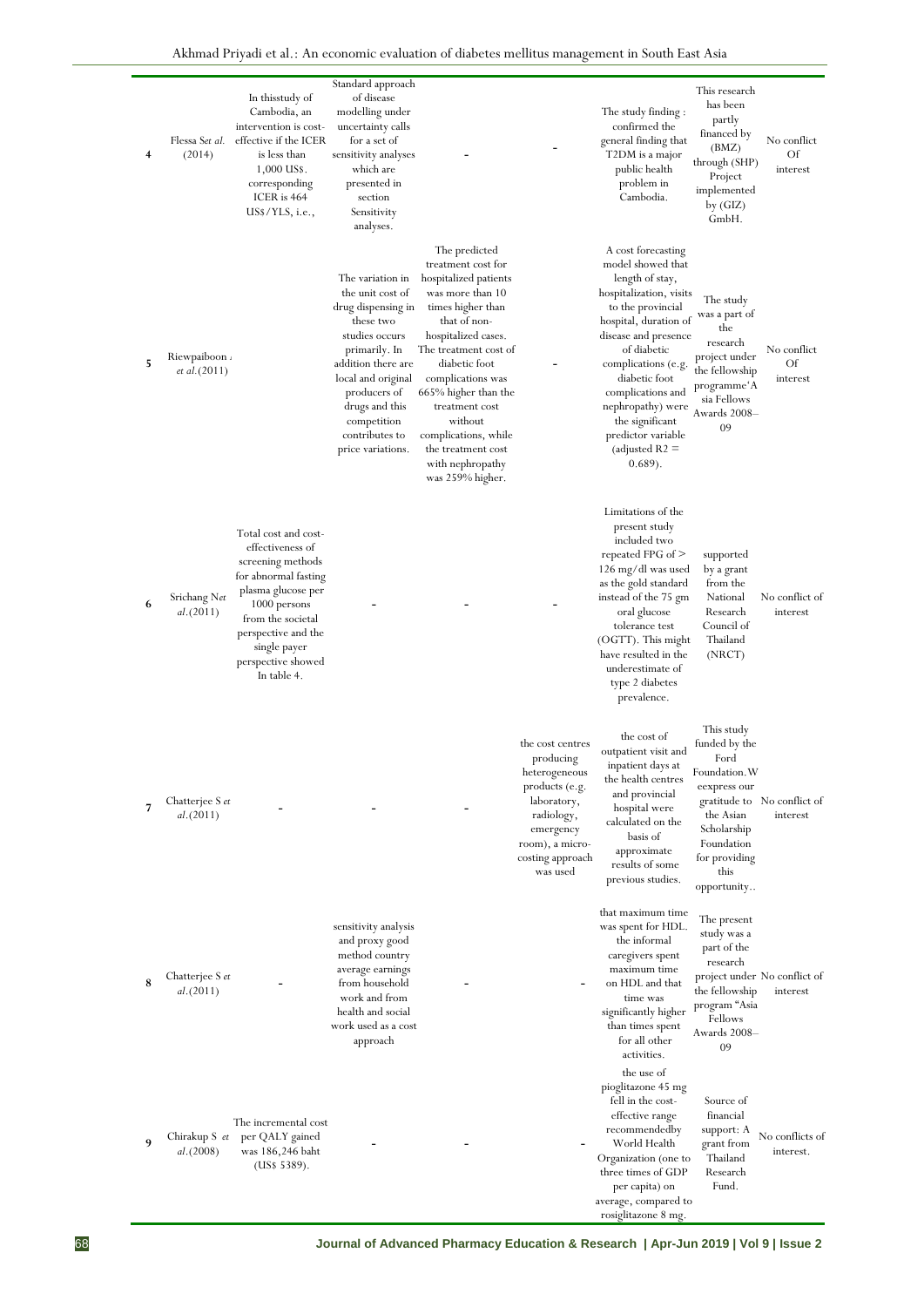| 4 | Flessa S*et al.* (2014) | In thisstudy of Cambodia, an intervention is cost-effective if the ICER is less than 1,000 US$. corresponding ICER is 464 US$/YLS, i.e., | Standard approach of disease modelling under uncertainty calls for a set of sensitivity analyses which are presented in section Sensitivity analyses. | - | - | The study finding : confirmed the general finding that T2DM is a major public health problem in Cambodia. | This research has been partly financed by (BMZ) through (SHP) Project implemented by (GIZ) GmbH. | No conflict Of interest |
|---|---|---|---|---|---|---|---|---|
| 5 | Riewpaiboon *et al.*(2011) | | The variation in the unit cost of drug dispensing in these two studies occurs primarily. In addition there are local and original producers of drugs and this competition contributes to price variations. | The predicted treatment cost for hospitalized patients was more than 10 times higher than that of non-hospitalized cases. The treatment cost of diabetic foot complications was 665% higher than the treatment cost without complications, while the treatment cost with nephropathy was 259% higher. | - | A cost forecasting model showed that length of stay, hospitalization, visits to the provincial hospital, duration of disease and presence of diabetic complications (e.g. diabetic foot complications and nephropathy) were the significant predictor variable (adjusted R2 = 0.689). | The study was a part of the research project under the fellowship programme'Asia Fellows Awards 2008–09 | No conflict Of interest |
| 6 | Srichang N*et al.*(2011) | Total cost and cost-effectiveness of screening methods for abnormal fasting plasma glucose per 1000 persons from the societal perspective and the single payer perspective showed In table 4. | - | - | - | Limitations of the present study included two repeated FPG of > 126 mg/dl was used as the gold standard instead of the 75 gm oral glucose tolerance test (OGTT). This might have resulted in the underestimate of type 2 diabetes prevalence. | supported by a grant from the National Research Council of Thailand (NRCT) | No conflict of interest |
| 7 | Chatterjee S *et al.*(2011) | - | - | - | the cost centres producing heterogeneous products (e.g. laboratory, radiology, emergency room), a micro-costing approach was used | the cost of outpatient visit and inpatient days at the health centres and provincial hospital were calculated on the basis of approximate results of some previous studies. | This study funded by the Ford Foundation.We eexpress our gratitude to the Asian Scholarship Foundation for providing this opportunity.. | No conflict of interest |
| 8 | Chatterjee S *et al.*(2011) | - | sensitivity analysis and proxy good method country average earnings from household work and from health and social work used as a cost approach | - | - | that maximum time was spent for HDL. the informal caregivers spent maximum time on HDL and that time was significantly higher than times spent for all other activities. | The present study was a part of the research project under the fellowship program "Asia Fellows Awards 2008–09 | No conflict of interest |
| 9 | Chirakup S *et al.*(2008) | The incremental cost per QALY gained was 186,246 baht (US$ 5389). | - | - | - | the use of pioglitazone 45 mg fell in the cost-effective range recommendedby World Health Organization (one to three times of GDP per capita) on average, compared to rosiglitazone 8 mg. | Source of financial support: A grant from Thailand Research Fund. | No conflicts of interest. |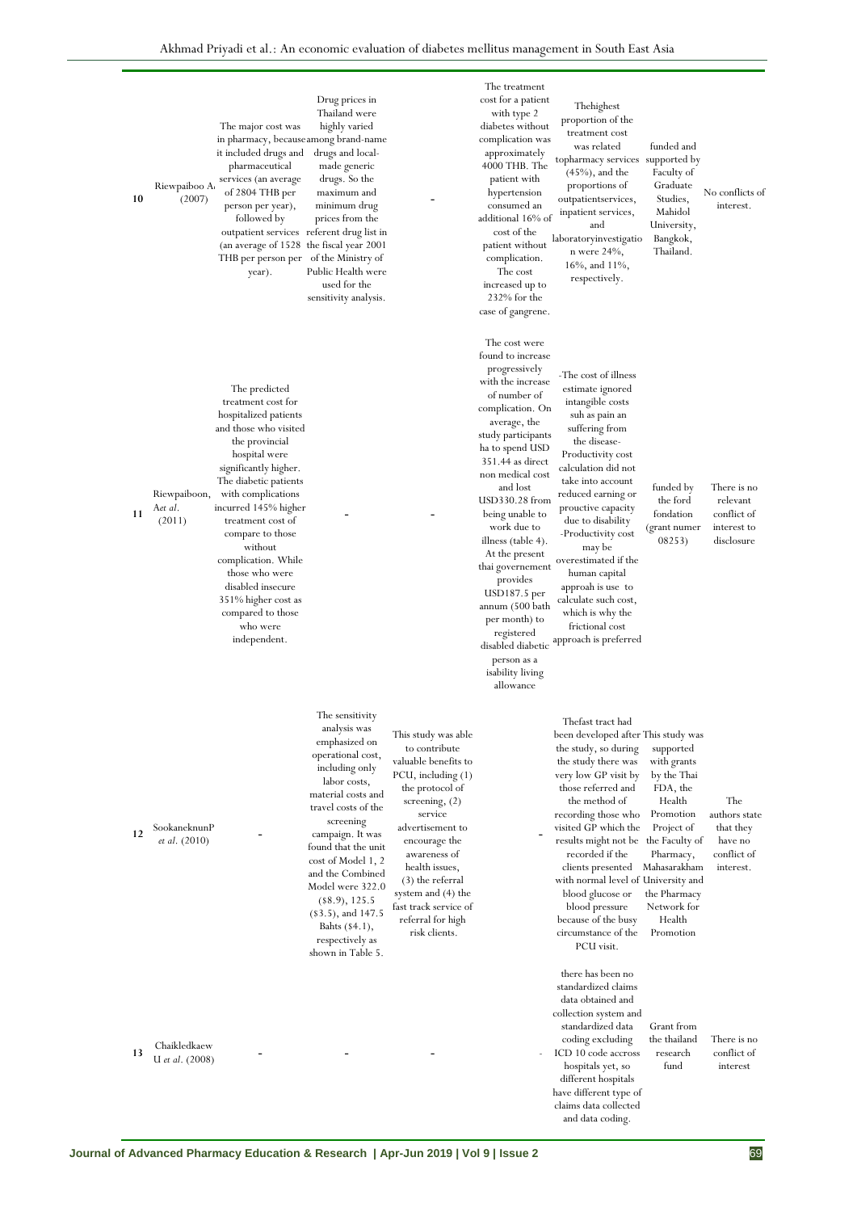| | | | | | | | | |
|---|---|---|---|---|---|---|---|---|
| 10 | Riewpaiboo A. (2007) | The major cost was in pharmacy, because it included drugs and pharmaceutical services (an average of 2804 THB per person per year), followed by outpatient services (an average of 1528 THB per person per year). | Drug prices in Thailand were highly varied among brand-name drugs and local-made generic drugs. So the maximum and minimum drug prices from the referent drug list in the fiscal year 2001 of the Ministry of Public Health were used for the sensitivity analysis. | - | The treatment cost for a patient with type 2 diabetes without complication was approximately 4000 THB. The patient with hypertension consumed an additional 16% of cost of the patient without complication. The cost increased up to 232% for the case of gangrene. | Thehighest proportion of the treatment cost was related topharmacy services (45%), and the proportions of outpatientservices, inpatient services, and laboratoryinvestigation were 24%, 16%, and 11%, respectively. | funded and supported by Faculty of Graduate Studies, Mahidol University, Bangkok, Thailand. | No conflicts of interest. |
| 11 | Riewpaiboon, A*et al*. (2011) | The predicted treatment cost for hospitalized patients and those who visited the provincial hospital were significantly higher. The diabetic patients with complications incurred 145% higher treatment cost of compare to those without complication. While those who were disabled insecure 351% higher cost as compared to those who were independent. | - | - | The cost were found to increase progressively with the increase of number of complication. On average, the study participants ha to spend USD 351.44 as direct non medical cost and lost USD330.28 from being unable to work due to illness (table 4). At the present thai governement provides USD187.5 per annum (500 bath per month) to registered disabled diabetic person as a isability living allowance | -The cost of illness estimate ignored intangible costs suh as pain an suffering from the disease- Productivity cost calculation did not take into account reduced earning or prouctive capacity due to disability -Productivity cost may be overestimated if the human capital approah is use to calculate such cost, which is why the frictional cost approach is preferred | funded by the ford fondation (grant numer 08253) | There is no relevant conflict of interest to disclosure |
| 12 | SookaneknunP *et al*. (2010) | - | The sensitivity analysis was emphasized on operational cost, including only labor costs, material costs and travel costs of the screening campaign. It was found that the unit cost of Model 1, 2 and the Combined Model were 322.0 ($8.9), 125.5 ($3.5), and 147.5 Bahts ($4.1), respectively as shown in Table 5. | This study was able to contribute valuable benefits to PCU, including (1) the protocol of screening, (2) service advertisement to encourage the awareness of health issues, (3) the referral system and (4) the fast track service of referral for high risk clients. | - | Thefast tract had been developed after the study, so during the study there was very low GP visit by those referred and the method of recording those who visited GP which the results might not be recorded if the clients presented with normal level of blood glucose or blood pressure because of the busy circumstance of the PCU visit. | This study was supported with grants by the Thai FDA, the Health Promotion Project of the Faculty of Pharmacy, Mahasarakham University and the Pharmacy Network for Health Promotion | The authors state that they have no conflict of interest. |
| 13 | Chaikledkaew U *et al*. (2008) | - | - | - | - | there has been no standardized claims data obtained and collection system and standardized data coding excluding ICD 10 code accross hospitals yet, so different hospitals have different type of claims data collected and data coding. | Grant from the thailand research fund | There is no conflict of interest |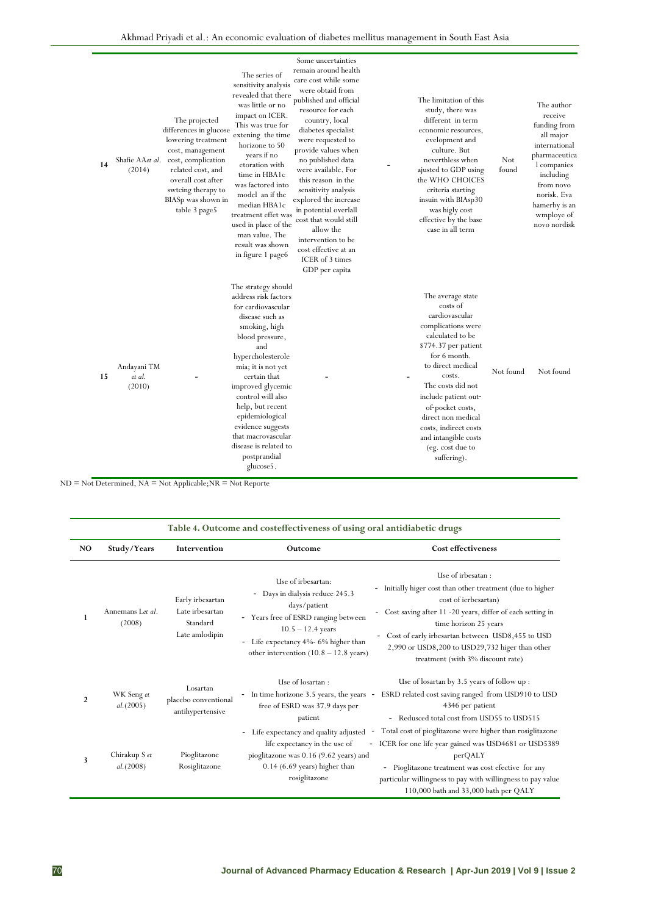| 14 | Shafie AA*et al*. (2014) | The projected differences in glucose lowering treatment cost, management cost, complication related cost, and overall cost after swtcing therapy to BIASp was shown in table 3 page5 | The series of sensitivity analysis revealed that there was little or no impact on ICER. This was true for extening the time horizone to 50 years if no etoration with time in HBA1c was factored into model an if the median HBA1c treatment effet was used in place of the man value. The result was shown in figure 1 page6 | Some uncertainties remain around health care cost while some were obtaid from published and official resource for each country, local diabetes specialist were requested to provide values when no published data were available. For this reason in the sensitivity analysis explored the increase in potential overlall cost that would still allow the intervention to be cost effective at an ICER of 3 times GDP per capita | - | The limitation of this study, there was different in term economic resources, evelopment and culture. But neverthless when ajusted to GDP using the WHO CHOICES criteria starting insuin with BIAsp30 was higly cost effective by the base case in all term | Not found | The author receive funding from all major international pharmaceutical companies including from novo norisk. Eva hamerby is an wmploye of novo nordisk |
|---|---|---|---|---|---|---|---|---|
| 15 | Andayani TM *et al.* (2010) | - | The strategy should address risk factors for cardiovascular disease such as smoking, high blood pressure, and hypercholesterolemia; it is not yet certain that improved glycemic control will also help, but recent epidemiological evidence suggests that macrovascular disease is related to postprandial glucose5. | - | - | The average state costs of cardiovascular complications were calculated to be $774.37 per patient for 6 month. to direct medical costs. The costs did not include patient out-of-pocket costs, direct non medical costs, indirect costs and intangible costs (eg. cost due to suffering). | Not found | Not found |

ND = Not Determined, NA = Not Applicable;NR = Not Reporte

**Table 4. Outcome and costeffectiveness of using oral antidiabetic drugs**

| NO | Study/Years | Intervention | Outcome | Cost effectiveness |
|---|---|---|---|---|
| 1 | Annemans L*et al*. (2008) | Early irbesartan<br>Late irbesartan<br>Standard<br>Late amlodipin | Use of irbesartan:<br>- Days in dialysis reduce 245.3 days/patient<br>- Years free of ESRD ranging between 10.5 – 12.4 years<br>- Life expectancy 4%- 6% higher than other intervention (10.8 – 12.8 years) | Use of irbesatan :<br>- Initially higer cost than other treatment (due to higher cost of ierbesartan)<br>- Cost saving after 11 -20 years, differ of each setting in time horizon 25 years<br>- Cost of early irbesartan between USD8,455 to USD 2,990 or USD8,200 to USD29,732 higer than other treatment (with 3% discount rate) |
| 2 | WK Seng *et al.*(2005) | Losartan<br>placebo conventional antihypertensive | Use of losartan :<br>- In time horizone 3.5 years, the years free of ESRD was 37.9 days per patient | Use of losartan by 3.5 years of follow up :<br>- ESRD related cost saving ranged from USD910 to USD 4346 per patient<br>- Reduced total cost from USD55 to USD515 |
| 3 | Chirakup S *et al.*(2008) | Pioglitazone<br>Rosiglitazone | - Life expectancy and quality adjusted life expectancy in the use of pioglitazone was 0.16 (9.62 years) and 0.14 (6.69 years) higher than rosiglitazone | - Total cost of pioglitazone were higher than rosiglitazone<br>- ICER for one life year gained was USD4681 or USD5389 perQALY<br>- Pioglitazone treatment was cost efective for any particular willingness to pay with willingness to pay value 110,000 bath and 33,000 bath per QALY |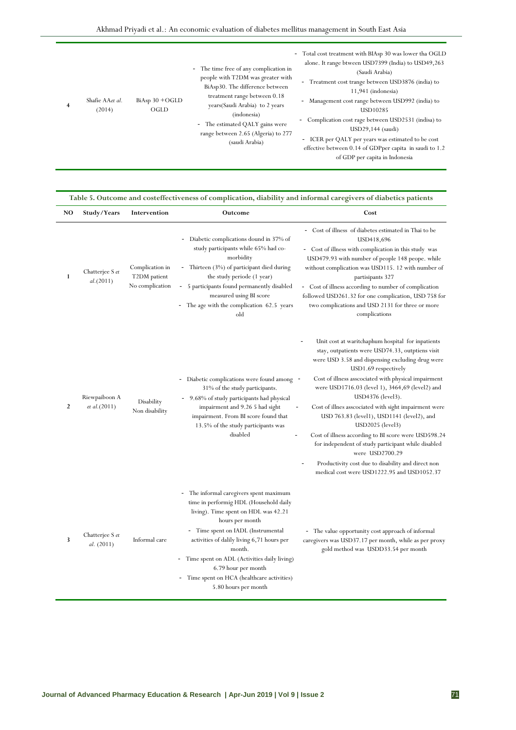| 4 | Shafie AA*et al.* (2014) | BiAsp 30 +OGLD OGLD | - The time free of any complication in people with T2DM was greater with BiAsp30. The difference between treatment range between 0.18 years(Saudi Arabia) to 2 years (indonesia)<br>- The estimated QALY gains were range between 2.65 (Algeria) to 277 (saudi Arabia) | - Total cost treatment with BIAsp 30 was lower tha OGLD alone. It range btween USD7399 (India) to USD49,263 (Saudi Arabia)<br>- Treatment cost trange between USD3876 (india) to 11,941 (indonesia)<br>- Management cost range between USD992 (india) to USD10285<br>- Complication cost rage between USD2531 (indisa) to USD29,144 (saudi)<br>- ICER per QALY per years was estimated to be cost effective between 0.14 of GDPper capita in saudi to 1.2 of GDP per capita in Indonesia |
|---|---|---|---|---|

**Table 5. Outcome and costeffectiveness of complication, diability and informal caregivers of diabetics patients**

| NO | Study/Years | Intervention | Outcome | Cost |
|---|---|---|---|---|
| 1 | Chatterjee S *et al.*(2011) | Complication in T2DM patient<br>No complication | - Diabetic complications dound in 37% of study participants while 65% had co-morbidity<br>- Thirteen (3%) of participant died during the study periode (1 year)<br>- 5 participants found permanently disabled measured using BI score<br>- The age with the complication 62.5 years old | - Cost of illness of diabetes estimated in Thai to be USD418,696<br>- Cost of illness with complication in this study was USD479.93 with number of people 148 peope. while without complication was USD115. 12 with number of partisipants 327<br>- Cost of illness according to number of complication followed USD261.32 for one complication, USD 758 for two complications and USD 2131 for three or more complications |
| 2 | Riewpaiboon A *et al.*(2011) | Disability<br>Non disability | - Diabetic complications were found among 31% of the study participants.<br>- 9.68% of study participants had physical impairment and 9.26 5 had sight impairment. From BI score found that 13.5% of the study participants was disabled | - Unit cost at waritchaphum hospital for inpatients stay, outpatients were USD74.33, outptiens visit were USD 3.58 and dispensing excluding drug were USD1.69 respectively<br>- Cost of illness asscociated with physical impairment were USD1716.03 (level 1), 3464,69 (level2) and USD4376 (level3).<br>- Cost of illnes asscociated with sight impairment were USD 763.83 (level1), USD1141 (level2), and USD2025 (level3)<br>- Cost of illness according to BI score were USD598.24 for independent of study participant while disabled were USD2700.29<br>- Productivity cost due to disability and direct non medical cost were USD1222.95 and USD1052.37 |
| 3 | Chatterjee S *et al.* (2011) | Informal care | - The informal caregivers spent maximum time in performig HDL (Household daily living). Time spent on HDL was 42.21 hours per month<br>- Time spent on IADL (Instrumental activities of dalily living 6,71 hours per month.<br>- Time spent on ADL (Activities daily living) 6.79 hour per month<br>- Time spent on HCA (healthcare activities) 5.80 hours per month | - The value opportunity cost approach of informal caregivers was USD37.17 per month, while as per proxy gold method was USDD33.54 per month |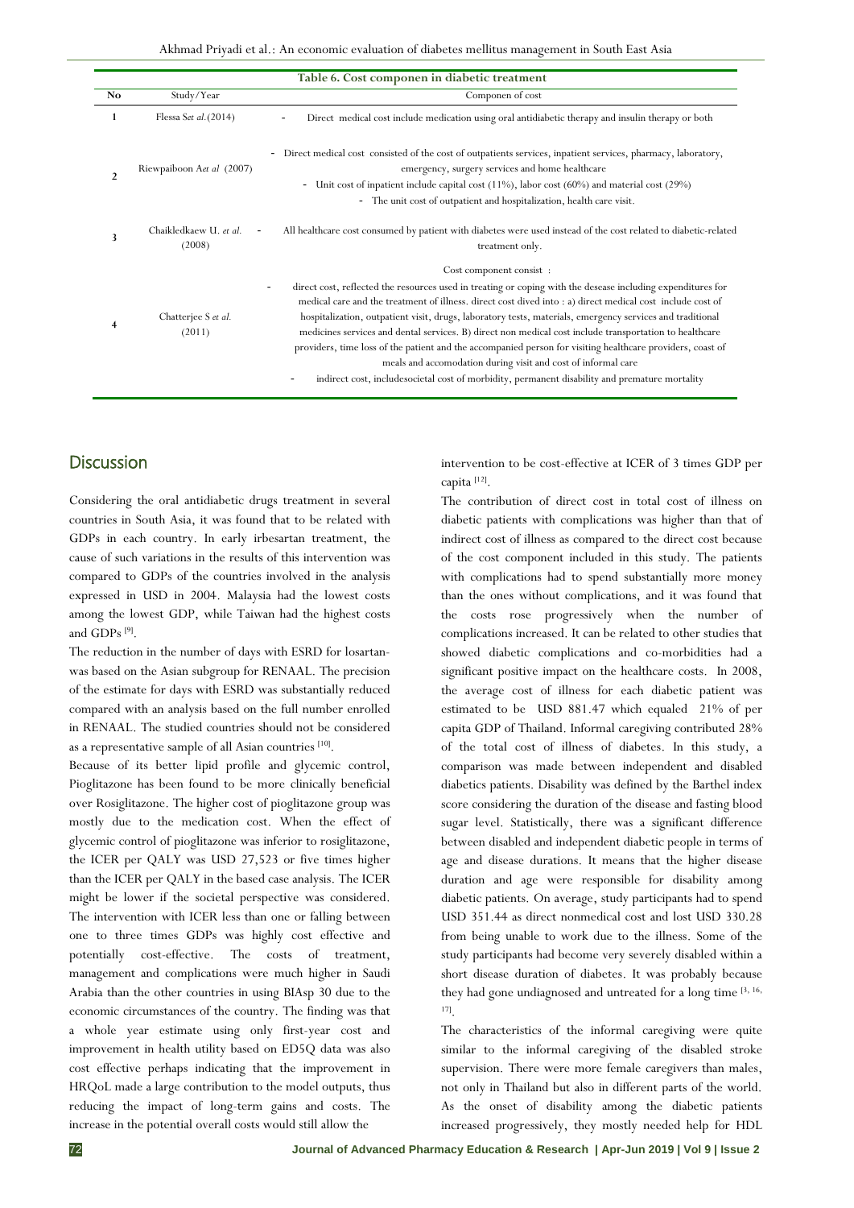**Table 6. Cost componen in diabetic treatment**

| No | Study/Year | Componen of cost |
|---|---|---|
| 1 | Flessa S*et al*.(2014) | - Direct medical cost include medication using oral antidiabetic therapy and insulin therapy or both |
| 2 | Riewpaiboon A*et al* (2007) | - Direct medical cost consisted of the cost of outpatients services, inpatient services, pharmacy, laboratory, emergency, surgery services and home healthcare<br>- Unit cost of inpatient include capital cost (11%), labor cost (60%) and material cost (29%)<br>- The unit cost of outpatient and hospitalization, health care visit. |
| 3 | Chaikledkaew U. *et al.* (2008) | - All healthcare cost consumed by patient with diabetes were used instead of the cost related to diabetic-related treatment only. |
| 4 | Chatterjee S *et al.* (2011) | Cost component consist :<br>- direct cost, reflected the resources used in treating or coping with the desease including expenditures for medical care and the treatment of illness. direct cost dived into : a) direct medical cost include cost of hospitalization, outpatient visit, drugs, laboratory tests, materials, emergency services and traditional medicines services and dental services. B) direct non medical cost include transportation to healthcare providers, time loss of the patient and the accompanied person for visiting healthcare providers, coast of meals and accomodation during visit and cost of informal care<br>- indirect cost, includesocietal cost of morbidity, permanent disability and premature mortality |

## Discussion

Considering the oral antidiabetic drugs treatment in several countries in South Asia, it was found that to be related with GDPs in each country. In early irbesartan treatment, the cause of such variations in the results of this intervention was compared to GDPs of the countries involved in the analysis expressed in USD in 2004. Malaysia had the lowest costs among the lowest GDP, while Taiwan had the highest costs and GDPs [9].

The reduction in the number of days with ESRD for losartanwas based on the Asian subgroup for RENAAL. The precision of the estimate for days with ESRD was substantially reduced compared with an analysis based on the full number enrolled in RENAAL. The studied countries should not be considered as a representative sample of all Asian countries [10].

Because of its better lipid profile and glycemic control, Pioglitazone has been found to be more clinically beneficial over Rosiglitazone. The higher cost of pioglitazone group was mostly due to the medication cost. When the effect of glycemic control of pioglitazone was inferior to rosiglitazone, the ICER per QALY was USD 27,523 or five times higher than the ICER per QALY in the based case analysis. The ICER might be lower if the societal perspective was considered. The intervention with ICER less than one or falling between one to three times GDPs was highly cost effective and potentially cost-effective. The costs of treatment, management and complications were much higher in Saudi Arabia than the other countries in using BIAsp 30 due to the economic circumstances of the country. The finding was that a whole year estimate using only first-year cost and improvement in health utility based on ED5Q data was also cost effective perhaps indicating that the improvement in HRQoL made a large contribution to the model outputs, thus reducing the impact of long-term gains and costs. The increase in the potential overall costs would still allow the intervention to be cost-effective at ICER of 3 times GDP per capita [12].

The contribution of direct cost in total cost of illness on diabetic patients with complications was higher than that of indirect cost of illness as compared to the direct cost because of the cost component included in this study. The patients with complications had to spend substantially more money than the ones without complications, and it was found that the costs rose progressively when the number of complications increased. It can be related to other studies that showed diabetic complications and co-morbidities had a significant positive impact on the healthcare costs. In 2008, the average cost of illness for each diabetic patient was estimated to be USD 881.47 which equaled 21% of per capita GDP of Thailand. Informal caregiving contributed 28% of the total cost of illness of diabetes. In this study, a comparison was made between independent and disabled diabetics patients. Disability was defined by the Barthel index score considering the duration of the disease and fasting blood sugar level. Statistically, there was a significant difference between disabled and independent diabetic people in terms of age and disease durations. It means that the higher disease duration and age were responsible for disability among diabetic patients. On average, study participants had to spend USD 351.44 as direct nonmedical cost and lost USD 330.28 from being unable to work due to the illness. Some of the study participants had become very severely disabled within a short disease duration of diabetes. It was probably because they had gone undiagnosed and untreated for a long time [3, 16, 17].

The characteristics of the informal caregiving were quite similar to the informal caregiving of the disabled stroke supervision. There were more female caregivers than males, not only in Thailand but also in different parts of the world. As the onset of disability among the diabetic patients increased progressively, they mostly needed help for HDL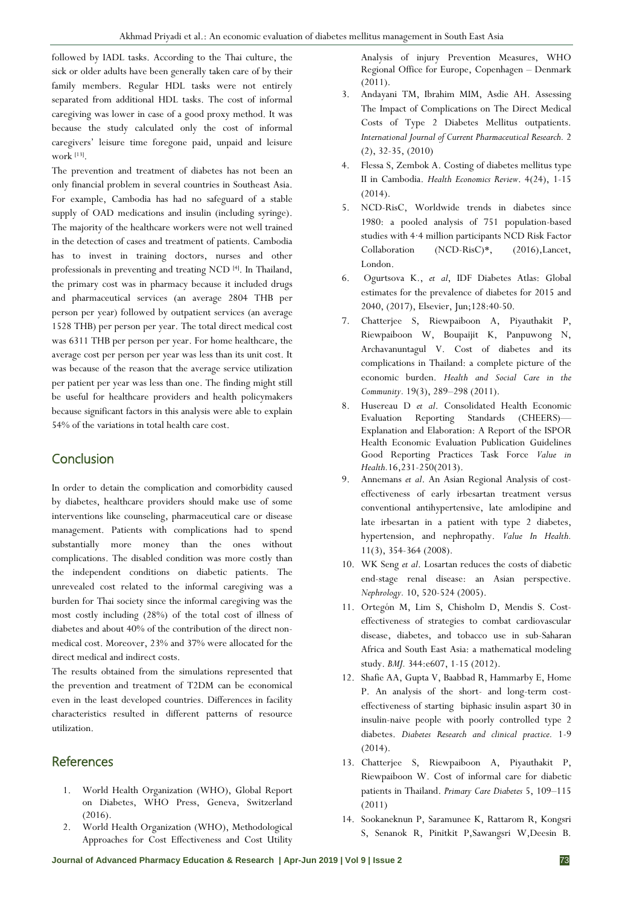followed by IADL tasks. According to the Thai culture, the sick or older adults have been generally taken care of by their family members. Regular HDL tasks were not entirely separated from additional HDL tasks. The cost of informal caregiving was lower in case of a good proxy method. It was because the study calculated only the cost of informal caregivers' leisure time foregone paid, unpaid and leisure work [13].

The prevention and treatment of diabetes has not been an only financial problem in several countries in Southeast Asia. For example, Cambodia has had no safeguard of a stable supply of OAD medications and insulin (including syringe). The majority of the healthcare workers were not well trained in the detection of cases and treatment of patients. Cambodia has to invest in training doctors, nurses and other professionals in preventing and treating NCD [4]. In Thailand, the primary cost was in pharmacy because it included drugs and pharmaceutical services (an average 2804 THB per person per year) followed by outpatient services (an average 1528 THB) per person per year. The total direct medical cost was 6311 THB per person per year. For home healthcare, the average cost per person per year was less than its unit cost. It was because of the reason that the average service utilization per patient per year was less than one. The finding might still be useful for healthcare providers and health policymakers because significant factors in this analysis were able to explain 54% of the variations in total health care cost.

## Conclusion

In order to detain the complication and comorbidity caused by diabetes, healthcare providers should make use of some interventions like counseling, pharmaceutical care or disease management. Patients with complications had to spend substantially more money than the ones without complications. The disabled condition was more costly than the independent conditions on diabetic patients. The unrevealed cost related to the informal caregiving was a burden for Thai society since the informal caregiving was the most costly including (28%) of the total cost of illness of diabetes and about 40% of the contribution of the direct non-medical cost. Moreover, 23% and 37% were allocated for the direct medical and indirect costs.

The results obtained from the simulations represented that the prevention and treatment of T2DM can be economical even in the least developed countries. Differences in facility characteristics resulted in different patterns of resource utilization.

## References

1. World Health Organization (WHO), Global Report on Diabetes, WHO Press, Geneva, Switzerland (2016).
2. World Health Organization (WHO), Methodological Approaches for Cost Effectiveness and Cost Utility Analysis of injury Prevention Measures, WHO Regional Office for Europe, Copenhagen – Denmark (2011).
3. Andayani TM, Ibrahim MIM, Asdie AH. Assessing The Impact of Complications on The Direct Medical Costs of Type 2 Diabetes Mellitus outpatients. *International Journal of Current Pharmaceutical Research.* 2 (2), 32-35, (2010)
4. Flessa S, Zembok A. Costing of diabetes mellitus type II in Cambodia. *Health Economics Review*. 4(24), 1-15 (2014).
5. NCD-RisC, Worldwide trends in diabetes since 1980: a pooled analysis of 751 population-based studies with 4·4 million participants NCD Risk Factor Collaboration (NCD-RisC)*, (2016),Lancet, London.
6. Ogurtsova K., *et al*, IDF Diabetes Atlas: Global estimates for the prevalence of diabetes for 2015 and 2040, (2017), Elsevier, Jun;128:40-50.
7. Chatterjee S, Riewpaiboon A, Piyauthakit P, Riewpaiboon W, Boupaijit K, Panpuwong N, Archavanuntagul V. Cost of diabetes and its complications in Thailand: a complete picture of the economic burden. *Health and Social Care in the Community*. 19(3), 289–298 (2011).
8. Husereau D *et al*. Consolidated Health Economic Evaluation Reporting Standards (CHEERS)—Explanation and Elaboration: A Report of the ISPOR Health Economic Evaluation Publication Guidelines Good Reporting Practices Task Force *Value in Health.*16,231-250(2013).
9. Annemans *et al*. An Asian Regional Analysis of cost-effectiveness of early irbesartan treatment versus conventional antihypertensive, late amlodipine and late irbesartan in a patient with type 2 diabetes, hypertension, and nephropathy. *Value In Health.* 11(3), 354-364 (2008).
10. WK Seng *et al*. Losartan reduces the costs of diabetic end-stage renal disease: an Asian perspective. *Nephrology.* 10, 520-524 (2005).
11. Ortegón M, Lim S, Chisholm D, Mendis S. Cost-effectiveness of strategies to combat cardiovascular disease, diabetes, and tobacco use in sub-Saharan Africa and South East Asia: a mathematical modeling study. *BMJ.* 344:e607, 1-15 (2012).
12. Shafie AA, Gupta V, Baabbad R, Hammarby E, Home P. An analysis of the short- and long-term cost-effectiveness of starting biphasic insulin aspart 30 in insulin-naive people with poorly controlled type 2 diabetes. *Diabetes Research and clinical practice.* 1-9 (2014).
13. Chatterjee S, Riewpaiboon A, Piyauthakit P, Riewpaiboon W. Cost of informal care for diabetic patients in Thailand. *Primary Care Diabetes* 5, 109–115 (2011)
14. Sookaneknun P, Saramunee K, Rattarom R, Kongsri S, Senanok R, Pinitkit P,Sawangsri W,Deesin B.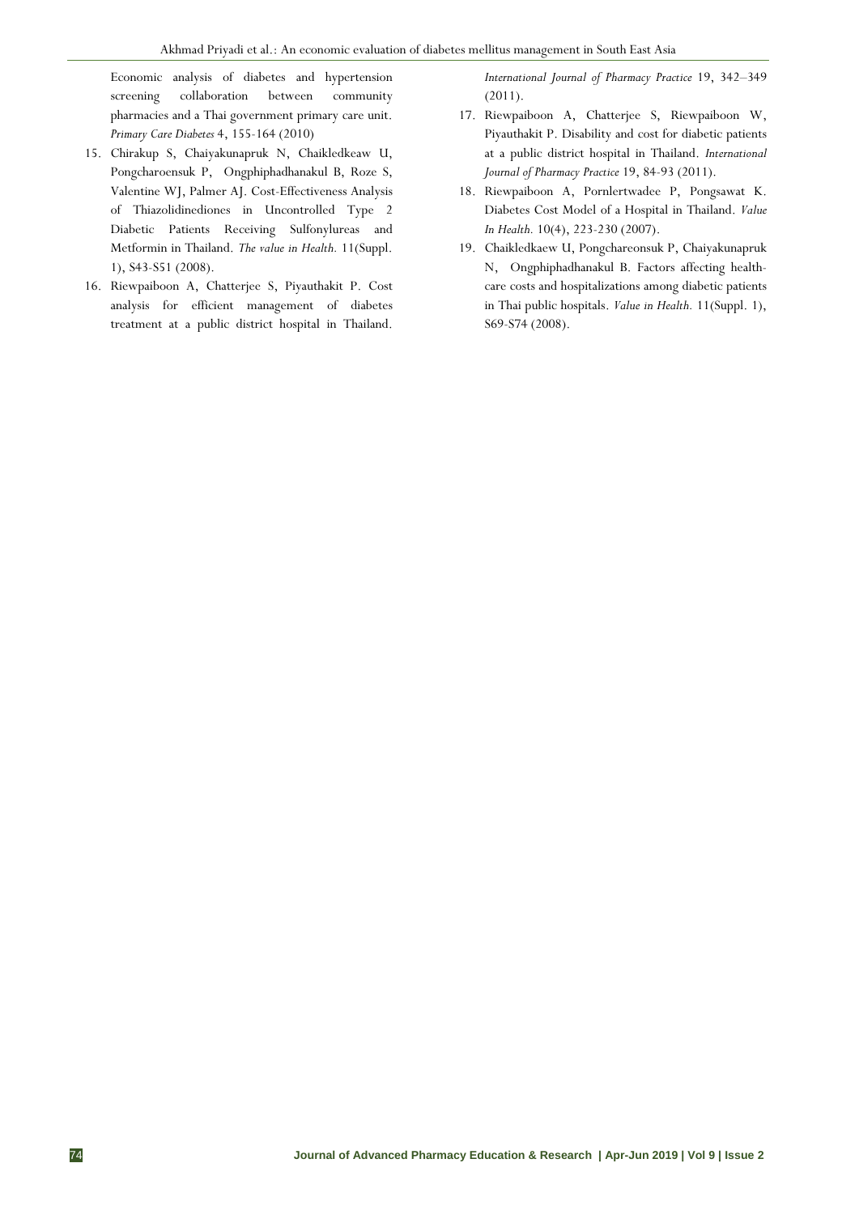Economic analysis of diabetes and hypertension screening collaboration between community pharmacies and a Thai government primary care unit. *Primary Care Diabetes* 4, 155-164 (2010)

15. Chirakup S, Chaiyakunapruk N, Chaikledkeaw U, Pongcharoensuk P, Ongphiphadhanakul B, Roze S, Valentine WJ, Palmer AJ. Cost-Effectiveness Analysis of Thiazolidinediones in Uncontrolled Type 2 Diabetic Patients Receiving Sulfonylureas and Metformin in Thailand. *The value in Health.* 11(Suppl. 1), S43-S51 (2008).
16. Riewpaiboon A, Chatterjee S, Piyauthakit P. Cost analysis for efficient management of diabetes treatment at a public district hospital in Thailand. *International Journal of Pharmacy Practice* 19, 342–349 (2011).
17. Riewpaiboon A, Chatterjee S, Riewpaiboon W, Piyauthakit P. Disability and cost for diabetic patients at a public district hospital in Thailand. *International Journal of Pharmacy Practice* 19, 84-93 (2011).
18. Riewpaiboon A, Pornlertwadee P, Pongsawat K. Diabetes Cost Model of a Hospital in Thailand. *Value In Health.* 10(4), 223-230 (2007).
19. Chaikledkaew U, Pongchareonsuk P, Chaiyakunapruk N, Ongphiphadhanakul B. Factors affecting health-care costs and hospitalizations among diabetic patients in Thai public hospitals. *Value in Health.* 11(Suppl. 1), S69-S74 (2008).